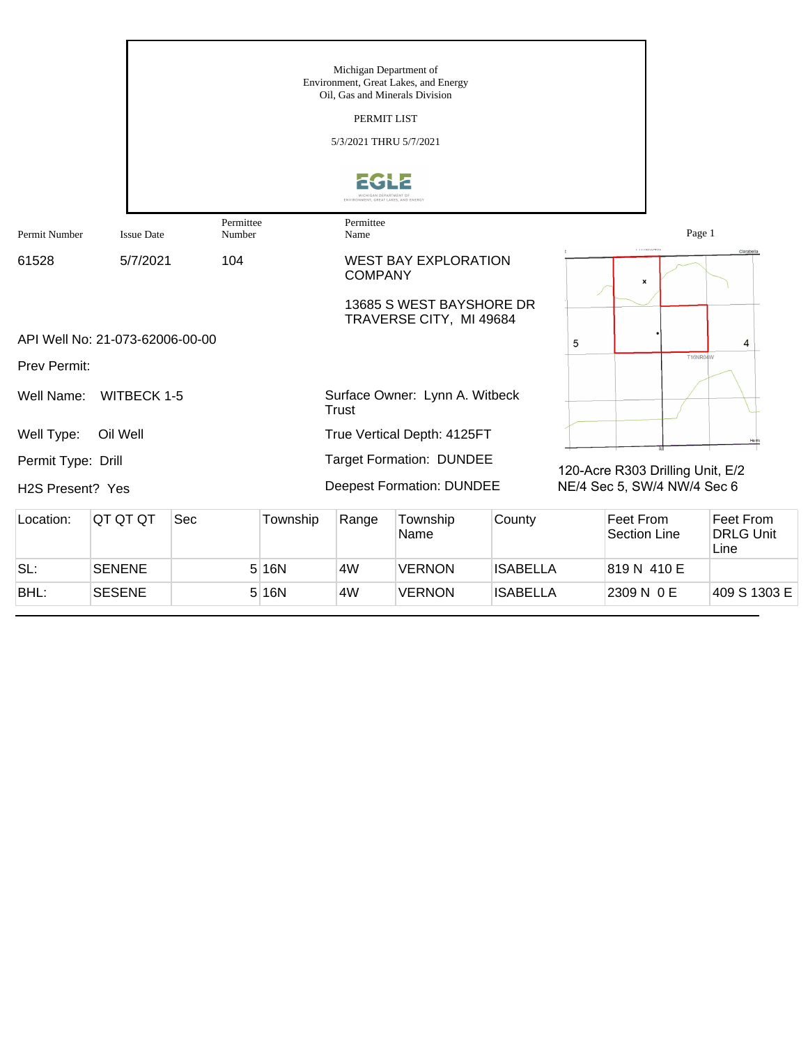Michigan Department of
Environment, Great Lakes, and Energy
Oil, Gas and Minerals Division

PERMIT LIST

5/3/2021 THRU 5/7/2021

| Permit Number | Issue Date | Permittee Number | Permittee Name |
|---|---|---|---|
| 61528 | 5/7/2021 | 104 | WEST BAY EXPLORATION COMPANY<br>13685 S WEST BAYSHORE DR<br>TRAVERSE CITY, MI 49684 |

API Well No: 21-073-62006-00-00

Prev Permit:

Well Name: WITBECK 1-5

Well Type: Oil Well

Permit Type: Drill

H2S Present? Yes

Surface Owner: Lynn A. Witbeck Trust

True Vertical Depth: 4125FT

Target Formation: DUNDEE

Deepest Formation: DUNDEE

120-Acre R303 Drilling Unit, E/2 NE/4 Sec 5, SW/4 NW/4 Sec 6

| Location: | QT QT QT | Sec | Township | Range | Township Name | County | Feet From Section Line | Feet From DRLG Unit Line |
|---|---|---|---|---|---|---|---|---|
| SL: | SENENE | 5 | 16N | 4W | VERNON | ISABELLA | 819 N 410 E | |
| BHL: | SESENE | 5 | 16N | 4W | VERNON | ISABELLA | 2309 N 0 E | 409 S 1303 E |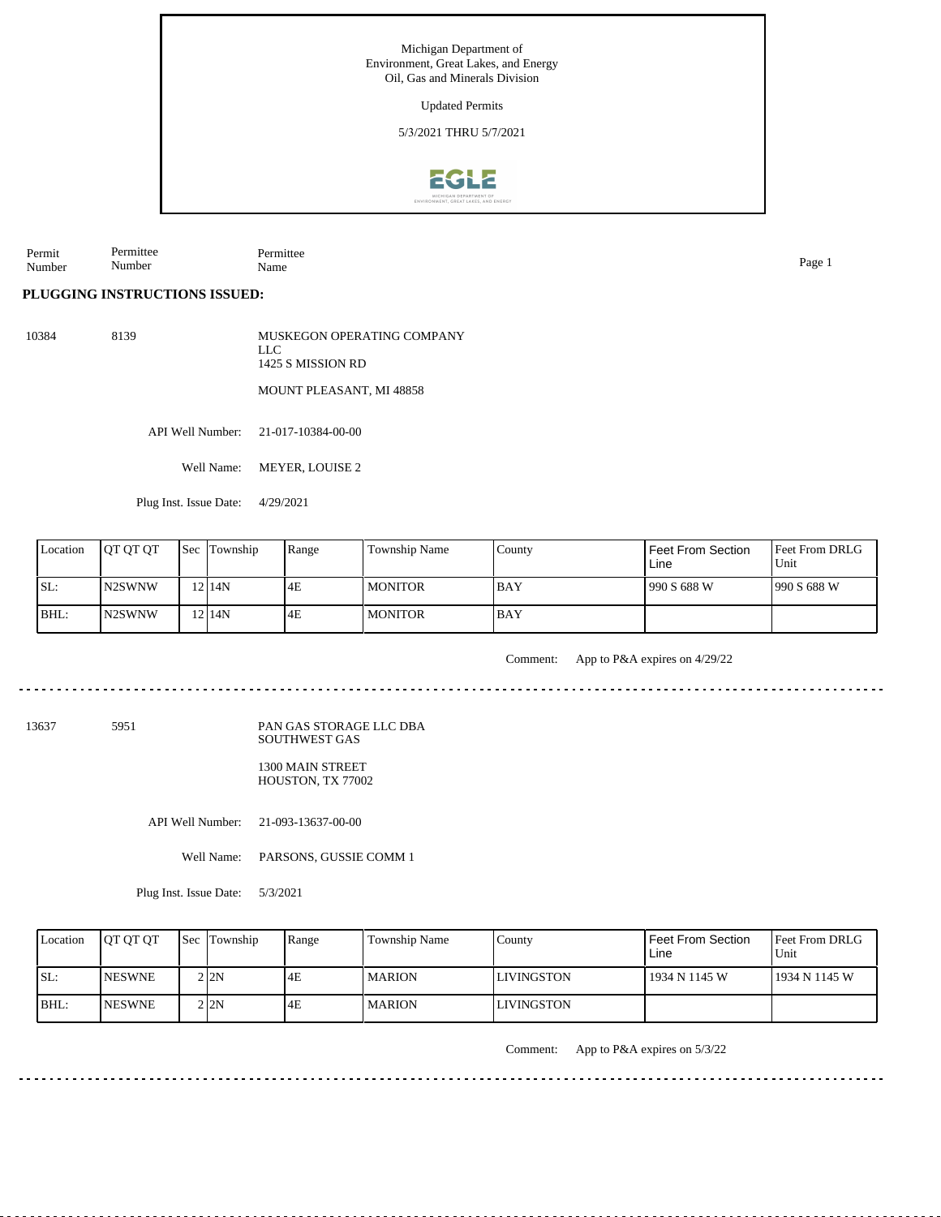Michigan Department of
Environment, Great Lakes, and Energy
Oil, Gas and Minerals Division

Updated Permits

5/3/2021 THRU 5/7/2021

| Permit Number | Permittee Number | Permittee Name |
|---|---|---|

**PLUGGING INSTRUCTIONS ISSUED:**

10384 8139 MUSKEGON OPERATING COMPANY LLC
1425 S MISSION RD

MOUNT PLEASANT, MI 48858

API Well Number: 21-017-10384-00-00

Well Name: MEYER, LOUISE 2

Plug Inst. Issue Date: 4/29/2021

| Location | QT QT QT | Sec | Township | Range | Township Name | County | Feet From Section Line | Feet From DRLG Unit |
|---|---|---|---|---|---|---|---|---|
| SL: | N2SWNW | 12 | 14N | 4E | MONITOR | BAY | 990 S 688 W | 990 S 688 W |
| BHL: | N2SWNW | 12 | 14N | 4E | MONITOR | BAY | | |

Comment: App to P&A expires on 4/29/22

---

13637 5951 PAN GAS STORAGE LLC DBA SOUTHWEST GAS

1300 MAIN STREET
HOUSTON, TX 77002

API Well Number: 21-093-13637-00-00

Well Name: PARSONS, GUSSIE COMM 1

Plug Inst. Issue Date: 5/3/2021

| Location | QT QT QT | Sec | Township | Range | Township Name | County | Feet From Section Line | Feet From DRLG Unit |
|---|---|---|---|---|---|---|---|---|
| SL: | NESWNE | 2 | 2N | 4E | MARION | LIVINGSTON | 1934 N 1145 W | 1934 N 1145 W |
| BHL: | NESWNE | 2 | 2N | 4E | MARION | LIVINGSTON | | |

Comment: App to P&A expires on 5/3/22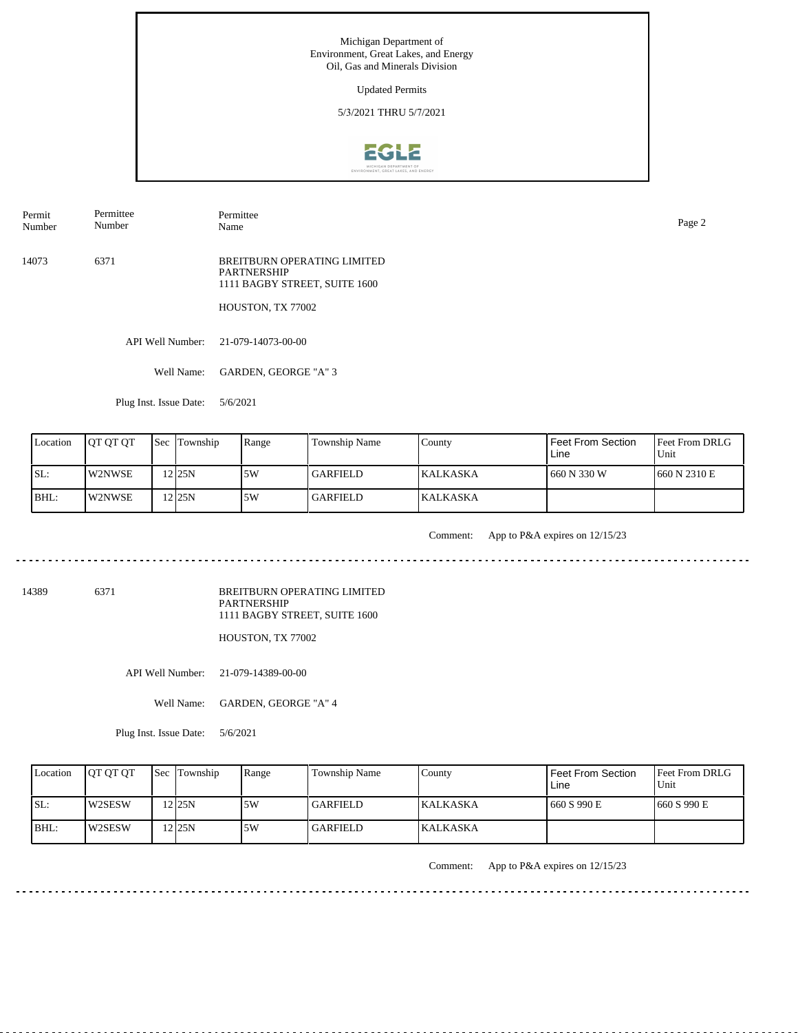Michigan Department of
Environment, Great Lakes, and Energy
Oil, Gas and Minerals Division

Updated Permits

5/3/2021 THRU 5/7/2021

| Permit Number | Permittee Number | Permittee Name |
|---|---|---|
| 14073 | 6371 | BREITBURN OPERATING LIMITED PARTNERSHIP<br>1111 BAGBY STREET, SUITE 1600<br>HOUSTON, TX 77002 |

API Well Number: 21-079-14073-00-00

Well Name: GARDEN, GEORGE "A" 3

Plug Inst. Issue Date: 5/6/2021

| Location | QT QT QT | Sec | Township | Range | Township Name | County | Feet From Section Line | Feet From DRLG Unit |
|---|---|---|---|---|---|---|---|---|
| SL: | W2NWSE | 12 | 25N | 5W | GARFIELD | KALKASKA | 660 N 330 W | 660 N 2310 E |
| BHL: | W2NWSE | 12 | 25N | 5W | GARFIELD | KALKASKA | | |

Comment: App to P&A expires on 12/15/23

---

| Permit Number | Permittee Number | Permittee Name |
|---|---|---|
| 14389 | 6371 | BREITBURN OPERATING LIMITED PARTNERSHIP<br>1111 BAGBY STREET, SUITE 1600<br>HOUSTON, TX 77002 |

API Well Number: 21-079-14389-00-00

Well Name: GARDEN, GEORGE "A" 4

Plug Inst. Issue Date: 5/6/2021

| Location | QT QT QT | Sec | Township | Range | Township Name | County | Feet From Section Line | Feet From DRLG Unit |
|---|---|---|---|---|---|---|---|---|
| SL: | W2SESW | 12 | 25N | 5W | GARFIELD | KALKASKA | 660 S 990 E | 660 S 990 E |
| BHL: | W2SESW | 12 | 25N | 5W | GARFIELD | KALKASKA | | |

Comment: App to P&A expires on 12/15/23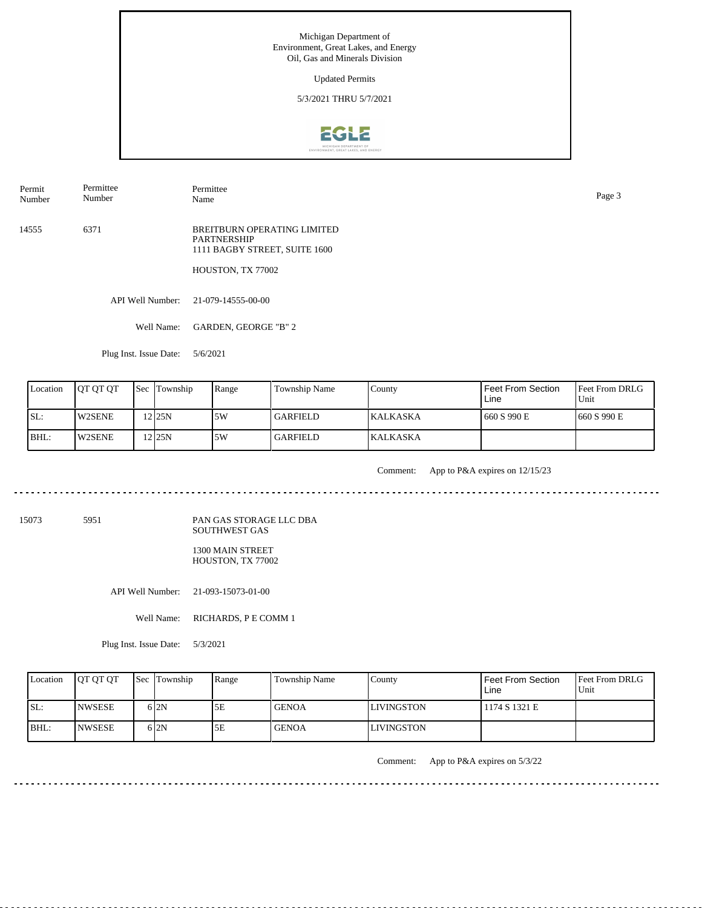Michigan Department of
Environment, Great Lakes, and Energy
Oil, Gas and Minerals Division

Updated Permits

5/3/2021 THRU 5/7/2021

| Permit Number | Permittee Number | Permittee Name |
|---|---|---|
| 14555 | 6371 | BREITBURN OPERATING LIMITED PARTNERSHIP<br>1111 BAGBY STREET, SUITE 1600<br>HOUSTON, TX 77002 |

API Well Number: 21-079-14555-00-00

Well Name: GARDEN, GEORGE "B" 2

Plug Inst. Issue Date: 5/6/2021

| Location | QT QT QT | Sec | Township | Range | Township Name | County | Feet From Section Line | Feet From DRLG Unit |
|---|---|---|---|---|---|---|---|---|
| SL: | W2SENE | 12 | 25N | 5W | GARFIELD | KALKASKA | 660 S 990 E | 660 S 990 E |
| BHL: | W2SENE | 12 | 25N | 5W | GARFIELD | KALKASKA | | |

Comment: App to P&A expires on 12/15/23

---

| Permit Number | Permittee Number | Permittee Name |
|---|---|---|
| 15073 | 5951 | PAN GAS STORAGE LLC DBA SOUTHWEST GAS<br>1300 MAIN STREET<br>HOUSTON, TX 77002 |

API Well Number: 21-093-15073-01-00

Well Name: RICHARDS, P E COMM 1

Plug Inst. Issue Date: 5/3/2021

| Location | QT QT QT | Sec | Township | Range | Township Name | County | Feet From Section Line | Feet From DRLG Unit |
|---|---|---|---|---|---|---|---|---|
| SL: | NWSESE | 6 | 2N | 5E | GENOA | LIVINGSTON | 1174 S 1321 E | |
| BHL: | NWSESE | 6 | 2N | 5E | GENOA | LIVINGSTON | | |

Comment: App to P&A expires on 5/3/22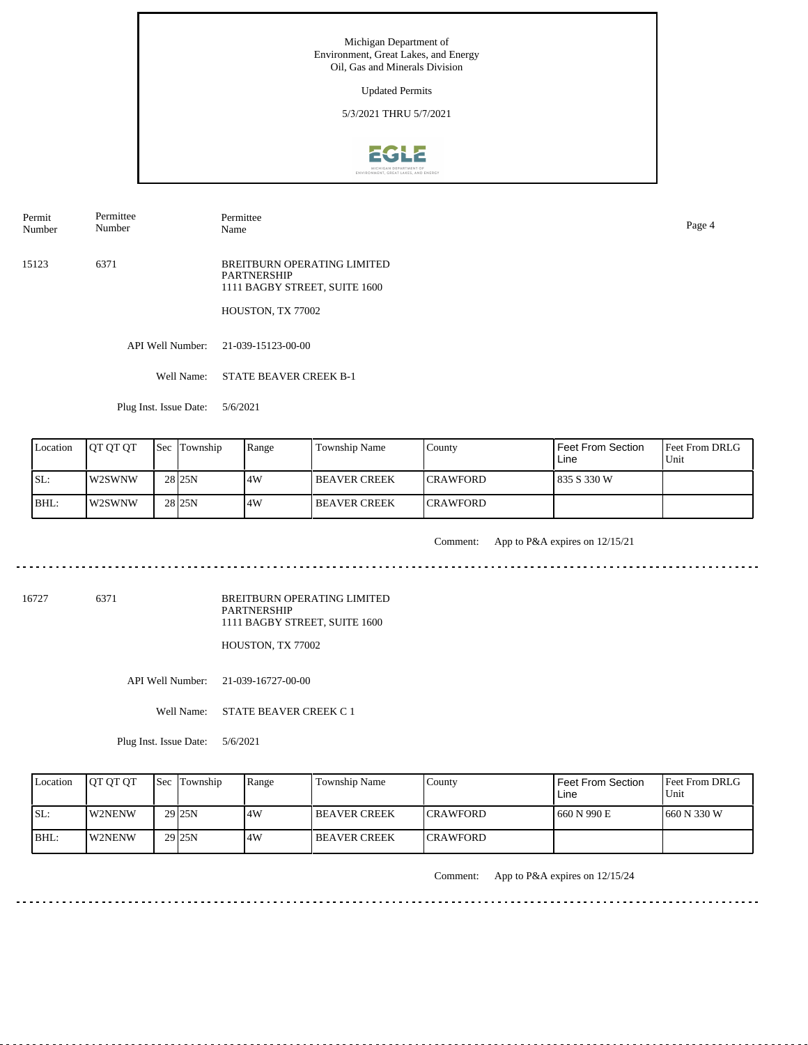Michigan Department of
Environment, Great Lakes, and Energy
Oil, Gas and Minerals Division

Updated Permits

5/3/2021 THRU 5/7/2021

| Permit Number | Permittee Number | Permittee Name |
|---|---|---|
| 15123 | 6371 | BREITBURN OPERATING LIMITED PARTNERSHIP<br>1111 BAGBY STREET, SUITE 1600<br>HOUSTON, TX 77002 |

API Well Number: 21-039-15123-00-00

Well Name: STATE BEAVER CREEK B-1

Plug Inst. Issue Date: 5/6/2021

| Location | QT QT QT | Sec | Township | Range | Township Name | County | Feet From Section Line | Feet From DRLG Unit |
|---|---|---|---|---|---|---|---|---|
| SL: | W2SWNW | 28 | 25N | 4W | BEAVER CREEK | CRAWFORD | 835 S 330 W | |
| BHL: | W2SWNW | 28 | 25N | 4W | BEAVER CREEK | CRAWFORD | | |

Comment: App to P&A expires on 12/15/21

---

| Permit Number | Permittee Number | Permittee Name |
|---|---|---|
| 16727 | 6371 | BREITBURN OPERATING LIMITED PARTNERSHIP<br>1111 BAGBY STREET, SUITE 1600<br>HOUSTON, TX 77002 |

API Well Number: 21-039-16727-00-00

Well Name: STATE BEAVER CREEK C 1

Plug Inst. Issue Date: 5/6/2021

| Location | QT QT QT | Sec | Township | Range | Township Name | County | Feet From Section Line | Feet From DRLG Unit |
|---|---|---|---|---|---|---|---|---|
| SL: | W2NENW | 29 | 25N | 4W | BEAVER CREEK | CRAWFORD | 660 N 990 E | 660 N 330 W |
| BHL: | W2NENW | 29 | 25N | 4W | BEAVER CREEK | CRAWFORD | | |

Comment: App to P&A expires on 12/15/24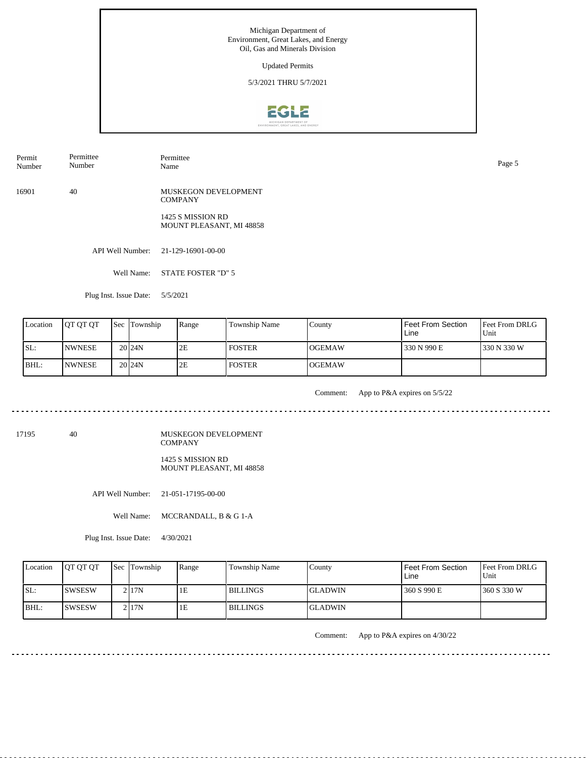Michigan Department of
Environment, Great Lakes, and Energy
Oil, Gas and Minerals Division

Updated Permits

5/3/2021 THRU 5/7/2021

| Permit Number | Permittee Number | Permittee Name |
|---|---|---|
| 16901 | 40 | MUSKEGON DEVELOPMENT COMPANY<br>1425 S MISSION RD<br>MOUNT PLEASANT, MI 48858 |

API Well Number: 21-129-16901-00-00

Well Name: STATE FOSTER "D" 5

Plug Inst. Issue Date: 5/5/2021

| Location | QT QT QT | Sec | Township | Range | Township Name | County | Feet From Section Line | Feet From DRLG Unit |
|---|---|---|---|---|---|---|---|---|
| SL: | NWNESE | 20 | 24N | 2E | FOSTER | OGEMAW | 330 N 990 E | 330 N 330 W |
| BHL: | NWNESE | 20 | 24N | 2E | FOSTER | OGEMAW | | |

Comment: App to P&A expires on 5/5/22

---

| Permit Number | Permittee Number | Permittee Name |
|---|---|---|
| 17195 | 40 | MUSKEGON DEVELOPMENT COMPANY<br>1425 S MISSION RD<br>MOUNT PLEASANT, MI 48858 |

API Well Number: 21-051-17195-00-00

Well Name: MCCRANDALL, B & G 1-A

Plug Inst. Issue Date: 4/30/2021

| Location | QT QT QT | Sec | Township | Range | Township Name | County | Feet From Section Line | Feet From DRLG Unit |
|---|---|---|---|---|---|---|---|---|
| SL: | SWSESW | 2 | 17N | 1E | BILLINGS | GLADWIN | 360 S 990 E | 360 S 330 W |
| BHL: | SWSESW | 2 | 17N | 1E | BILLINGS | GLADWIN | | |

Comment: App to P&A expires on 4/30/22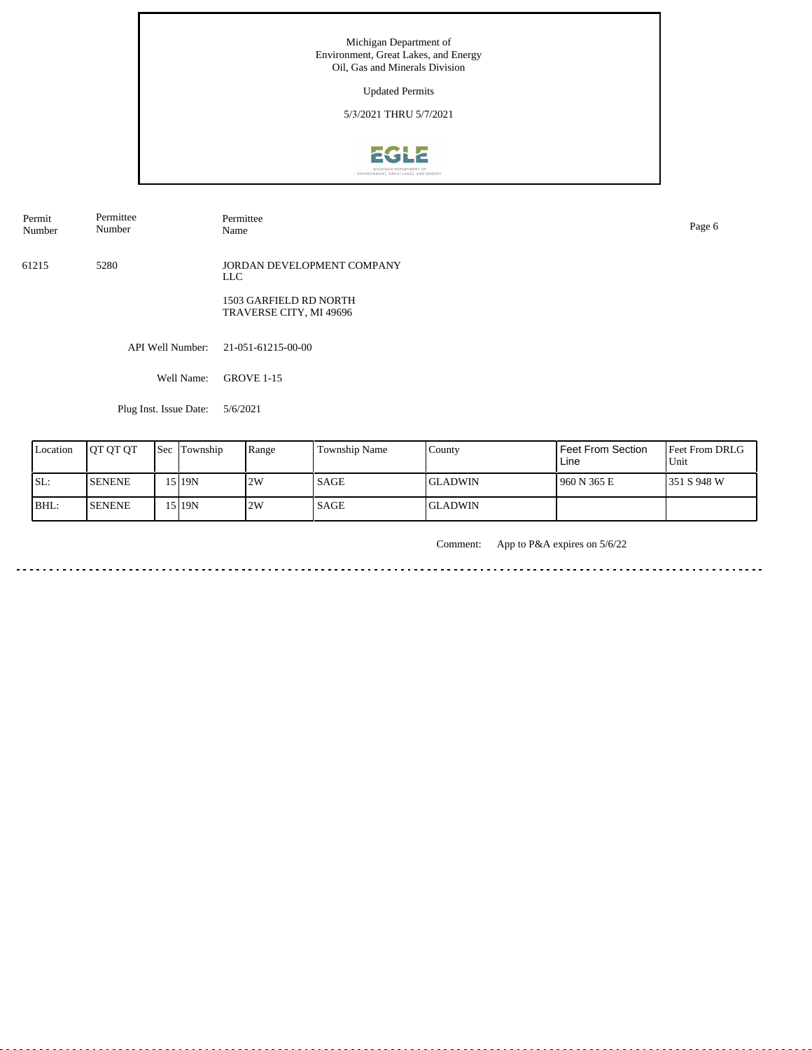Michigan Department of
Environment, Great Lakes, and Energy
Oil, Gas and Minerals Division

Updated Permits

5/3/2021 THRU 5/7/2021

| Permit Number | Permittee Number | Permittee Name |
|---|---|---|
| 61215 | 5280 | JORDAN DEVELOPMENT COMPANY LLC<br>1503 GARFIELD RD NORTH<br>TRAVERSE CITY, MI 49696 |

API Well Number: 21-051-61215-00-00

Well Name: GROVE 1-15

Plug Inst. Issue Date: 5/6/2021

| Location | QT QT QT | Sec | Township | Range | Township Name | County | Feet From Section Line | Feet From DRLG Unit |
|---|---|---|---|---|---|---|---|---|
| SL: | SENENE | 15 | 19N | 2W | SAGE | GLADWIN | 960 N 365 E | 351 S 948 W |
| BHL: | SENENE | 15 | 19N | 2W | SAGE | GLADWIN | | |

Comment: App to P&A expires on 5/6/22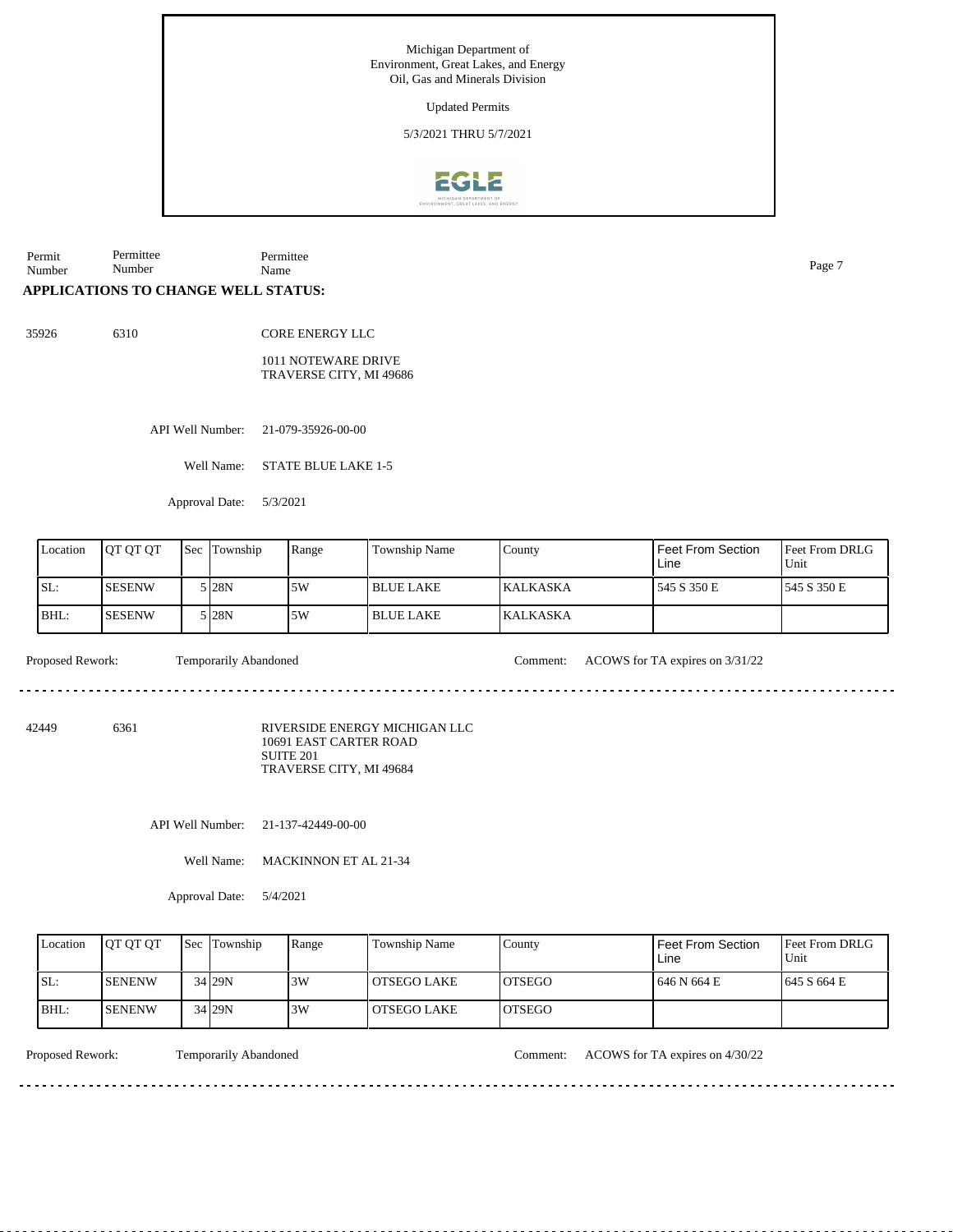Michigan Department of
Environment, Great Lakes, and Energy
Oil, Gas and Minerals Division

Updated Permits

5/3/2021 THRU 5/7/2021

Permit Number | Permittee Number | Permittee Name

## APPLICATIONS TO CHANGE WELL STATUS:

35926 6310 CORE ENERGY LLC

1011 NOTEWARE DRIVE
TRAVERSE CITY, MI 49686

API Well Number: 21-079-35926-00-00

Well Name: STATE BLUE LAKE 1-5

Approval Date: 5/3/2021

| Location | QT QT QT | Sec | Township | Range | Township Name | County | Feet From Section Line | Feet From DRLG Unit |
|---|---|---|---|---|---|---|---|---|
| SL: | SESENW | 5 | 28N | 5W | BLUE LAKE | KALKASKA | 545 S 350 E | 545 S 350 E |
| BHL: | SESENW | 5 | 28N | 5W | BLUE LAKE | KALKASKA | | |

Proposed Rework: Temporarily Abandoned

Comment: ACOWS for TA expires on 3/31/22

---

42449 6361 RIVERSIDE ENERGY MICHIGAN LLC
10691 EAST CARTER ROAD
SUITE 201
TRAVERSE CITY, MI 49684

API Well Number: 21-137-42449-00-00

Well Name: MACKINNON ET AL 21-34

Approval Date: 5/4/2021

| Location | QT QT QT | Sec | Township | Range | Township Name | County | Feet From Section Line | Feet From DRLG Unit |
|---|---|---|---|---|---|---|---|---|
| SL: | SENENW | 34 | 29N | 3W | OTSEGO LAKE | OTSEGO | 646 N 664 E | 645 S 664 E |
| BHL: | SENENW | 34 | 29N | 3W | OTSEGO LAKE | OTSEGO | | |

Proposed Rework: Temporarily Abandoned

Comment: ACOWS for TA expires on 4/30/22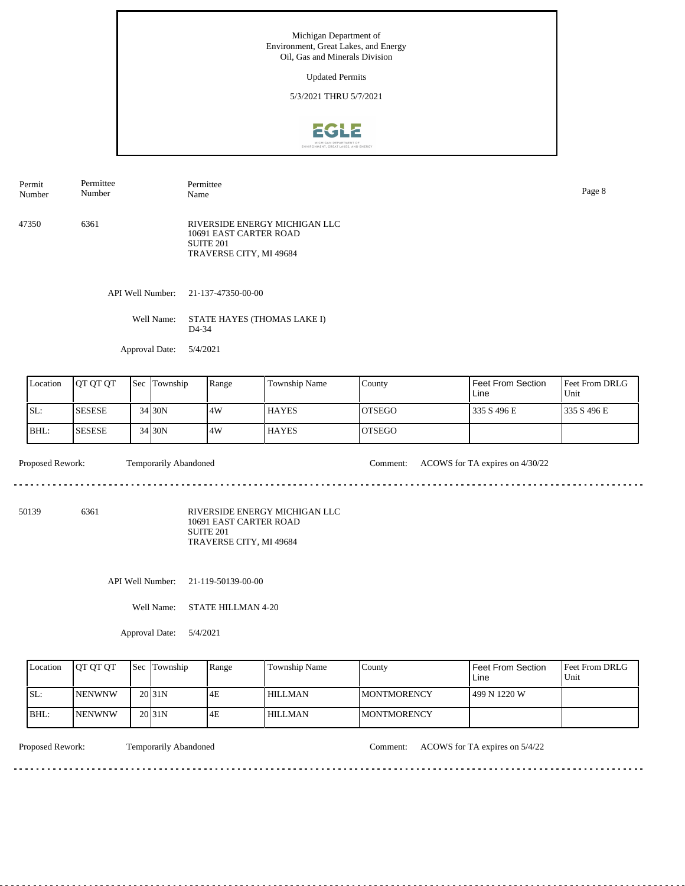Michigan Department of Environment, Great Lakes, and Energy
Oil, Gas and Minerals Division

Updated Permits

5/3/2021 THRU 5/7/2021

| Permit Number | Permittee Number | Permittee Name |
|---|---|---|
| 47350 | 6361 | RIVERSIDE ENERGY MICHIGAN LLC<br>10691 EAST CARTER ROAD<br>SUITE 201<br>TRAVERSE CITY, MI 49684 |

API Well Number: 21-137-47350-00-00

Well Name: STATE HAYES (THOMAS LAKE I) D4-34

Approval Date: 5/4/2021

| Location | QT QT QT | Sec | Township | Range | Township Name | County | Feet From Section Line | Feet From DRLG Unit |
|---|---|---|---|---|---|---|---|---|
| SL: | SESESE | 34 | 30N | 4W | HAYES | OTSEGO | 335 S 496 E | 335 S 496 E |
| BHL: | SESESE | 34 | 30N | 4W | HAYES | OTSEGO | | |

Proposed Rework: Temporarily Abandoned

Comment: ACOWS for TA expires on 4/30/22

---

| Permit Number | Permittee Number | Permittee Name |
|---|---|---|
| 50139 | 6361 | RIVERSIDE ENERGY MICHIGAN LLC<br>10691 EAST CARTER ROAD<br>SUITE 201<br>TRAVERSE CITY, MI 49684 |

API Well Number: 21-119-50139-00-00

Well Name: STATE HILLMAN 4-20

Approval Date: 5/4/2021

| Location | QT QT QT | Sec | Township | Range | Township Name | County | Feet From Section Line | Feet From DRLG Unit |
|---|---|---|---|---|---|---|---|---|
| SL: | NENWNW | 20 | 31N | 4E | HILLMAN | MONTMORENCY | 499 N 1220 W | |
| BHL: | NENWNW | 20 | 31N | 4E | HILLMAN | MONTMORENCY | | |

Proposed Rework: Temporarily Abandoned

Comment: ACOWS for TA expires on 5/4/22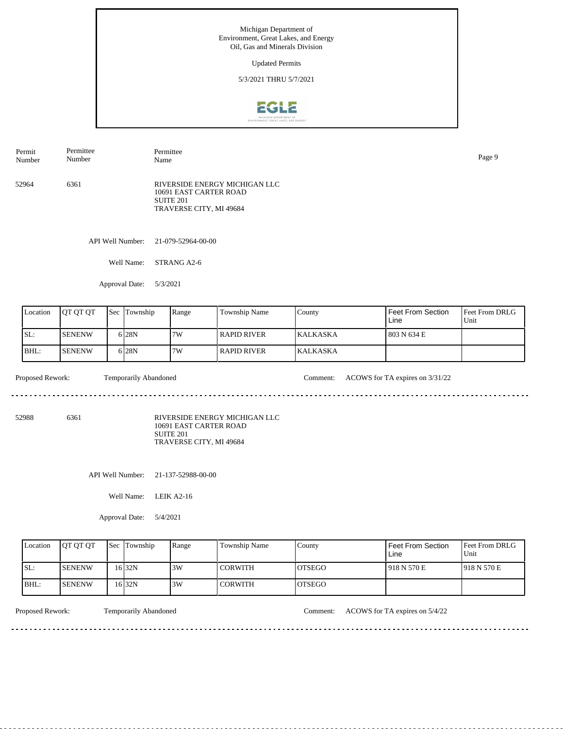Michigan Department of
Environment, Great Lakes, and Energy
Oil, Gas and Minerals Division

Updated Permits

5/3/2021 THRU 5/7/2021

| Permit Number | Permittee Number | Permittee Name |
|---|---|---|
| 52964 | 6361 | RIVERSIDE ENERGY MICHIGAN LLC<br>10691 EAST CARTER ROAD<br>SUITE 201<br>TRAVERSE CITY, MI 49684 |

API Well Number: 21-079-52964-00-00

Well Name: STRANG A2-6

Approval Date: 5/3/2021

| Location | QT QT QT | Sec | Township | Range | Township Name | County | Feet From Section Line | Feet From DRLG Unit |
|---|---|---|---|---|---|---|---|---|
| SL: | SENENW | 6 | 28N | 7W | RAPID RIVER | KALKASKA | 803 N 634 E | |
| BHL: | SENENW | 6 | 28N | 7W | RAPID RIVER | KALKASKA | | |

Proposed Rework: Temporarily Abandoned

Comment: ACOWS for TA expires on 3/31/22

---

| Permit Number | Permittee Number | Permittee Name |
|---|---|---|
| 52988 | 6361 | RIVERSIDE ENERGY MICHIGAN LLC<br>10691 EAST CARTER ROAD<br>SUITE 201<br>TRAVERSE CITY, MI 49684 |

API Well Number: 21-137-52988-00-00

Well Name: LEIK A2-16

Approval Date: 5/4/2021

| Location | QT QT QT | Sec | Township | Range | Township Name | County | Feet From Section Line | Feet From DRLG Unit |
|---|---|---|---|---|---|---|---|---|
| SL: | SENENW | 16 | 32N | 3W | CORWITH | OTSEGO | 918 N 570 E | 918 N 570 E |
| BHL: | SENENW | 16 | 32N | 3W | CORWITH | OTSEGO | | |

Proposed Rework: Temporarily Abandoned

Comment: ACOWS for TA expires on 5/4/22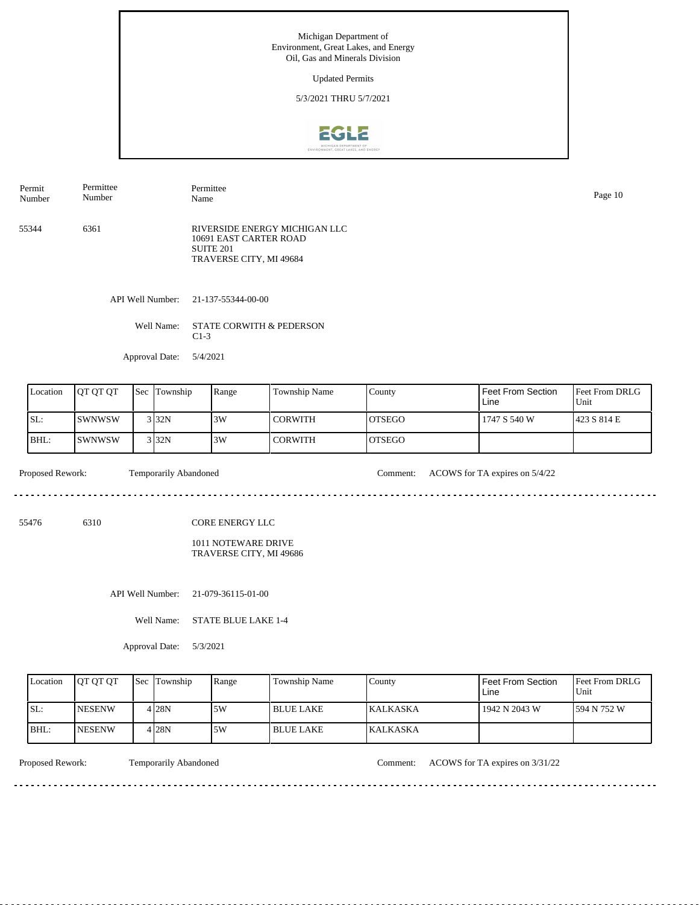Michigan Department of Environment, Great Lakes, and Energy
Oil, Gas and Minerals Division

Updated Permits

5/3/2021 THRU 5/7/2021

| Permit Number | Permittee Number | Permittee Name |
|---|---|---|
| 55344 | 6361 | RIVERSIDE ENERGY MICHIGAN LLC<br>10691 EAST CARTER ROAD<br>SUITE 201<br>TRAVERSE CITY, MI 49684 |

API Well Number: 21-137-55344-00-00

Well Name: STATE CORWITH & PEDERSON C1-3

Approval Date: 5/4/2021

| Location | QT QT QT | Sec | Township | Range | Township Name | County | Feet From Section Line | Feet From DRLG Unit |
|---|---|---|---|---|---|---|---|---|
| SL: | SWNWSW | 3 | 32N | 3W | CORWITH | OTSEGO | 1747 S 540 W | 423 S 814 E |
| BHL: | SWNWSW | 3 | 32N | 3W | CORWITH | OTSEGO | | |

Proposed Rework: Temporarily Abandoned

Comment: ACOWS for TA expires on 5/4/22

---

| Permit Number | Permittee Number | Permittee Name |
|---|---|---|
| 55476 | 6310 | CORE ENERGY LLC<br>1011 NOTEWARE DRIVE<br>TRAVERSE CITY, MI 49686 |

API Well Number: 21-079-36115-01-00

Well Name: STATE BLUE LAKE 1-4

Approval Date: 5/3/2021

| Location | QT QT QT | Sec | Township | Range | Township Name | County | Feet From Section Line | Feet From DRLG Unit |
|---|---|---|---|---|---|---|---|---|
| SL: | NESENW | 4 | 28N | 5W | BLUE LAKE | KALKASKA | 1942 N 2043 W | 594 N 752 W |
| BHL: | NESENW | 4 | 28N | 5W | BLUE LAKE | KALKASKA | | |

Proposed Rework: Temporarily Abandoned

Comment: ACOWS for TA expires on 3/31/22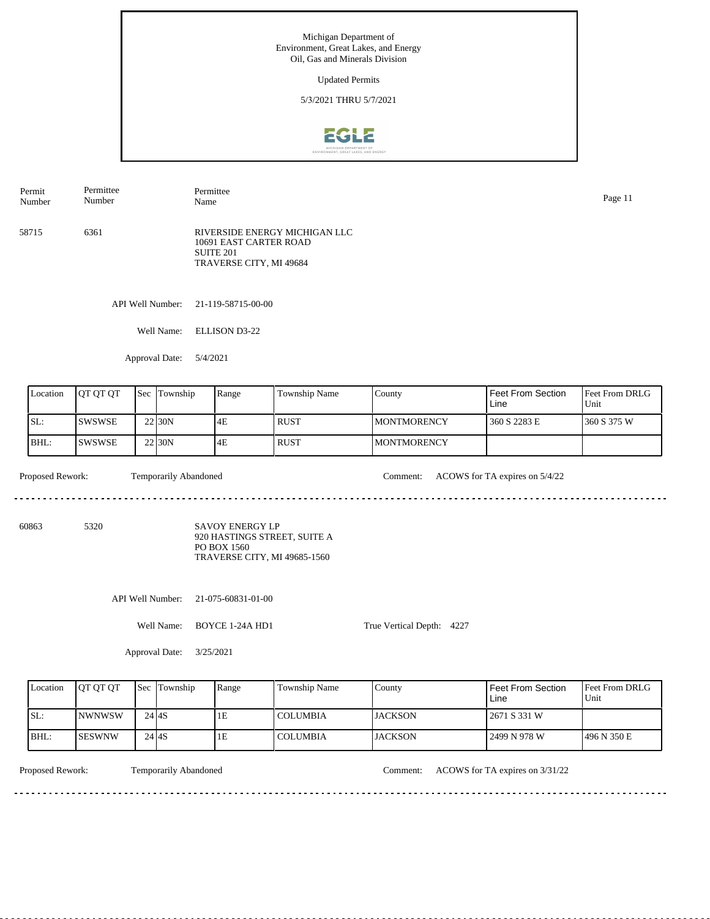Michigan Department of
Environment, Great Lakes, and Energy
Oil, Gas and Minerals Division

Updated Permits

5/3/2021 THRU 5/7/2021

| Permit Number | Permittee Number | Permittee Name |
|---|---|---|
| 58715 | 6361 | RIVERSIDE ENERGY MICHIGAN LLC<br>10691 EAST CARTER ROAD<br>SUITE 201<br>TRAVERSE CITY, MI 49684 |

API Well Number: 21-119-58715-00-00

Well Name: ELLISON D3-22

Approval Date: 5/4/2021

| Location | QT QT QT | Sec | Township | Range | Township Name | County | Feet From Section Line | Feet From DRLG Unit |
|---|---|---|---|---|---|---|---|---|
| SL: | SWSWSE | 22 | 30N | 4E | RUST | MONTMORENCY | 360 S 2283 E | 360 S 375 W |
| BHL: | SWSWSE | 22 | 30N | 4E | RUST | MONTMORENCY | | |

Proposed Rework: Temporarily Abandoned

Comment: ACOWS for TA expires on 5/4/22

---

| Permit Number | Permittee Number | Permittee Name |
|---|---|---|
| 60863 | 5320 | SAVOY ENERGY LP<br>920 HASTINGS STREET, SUITE A<br>PO BOX 1560<br>TRAVERSE CITY, MI 49685-1560 |

API Well Number: 21-075-60831-01-00

Well Name: BOYCE 1-24A HD1

True Vertical Depth: 4227

Approval Date: 3/25/2021

| Location | QT QT QT | Sec | Township | Range | Township Name | County | Feet From Section Line | Feet From DRLG Unit |
|---|---|---|---|---|---|---|---|---|
| SL: | NWNWSW | 24 | 4S | 1E | COLUMBIA | JACKSON | 2671 S 331 W | |
| BHL: | SESWNW | 24 | 4S | 1E | COLUMBIA | JACKSON | 2499 N 978 W | 496 N 350 E |

Proposed Rework: Temporarily Abandoned

Comment: ACOWS for TA expires on 3/31/22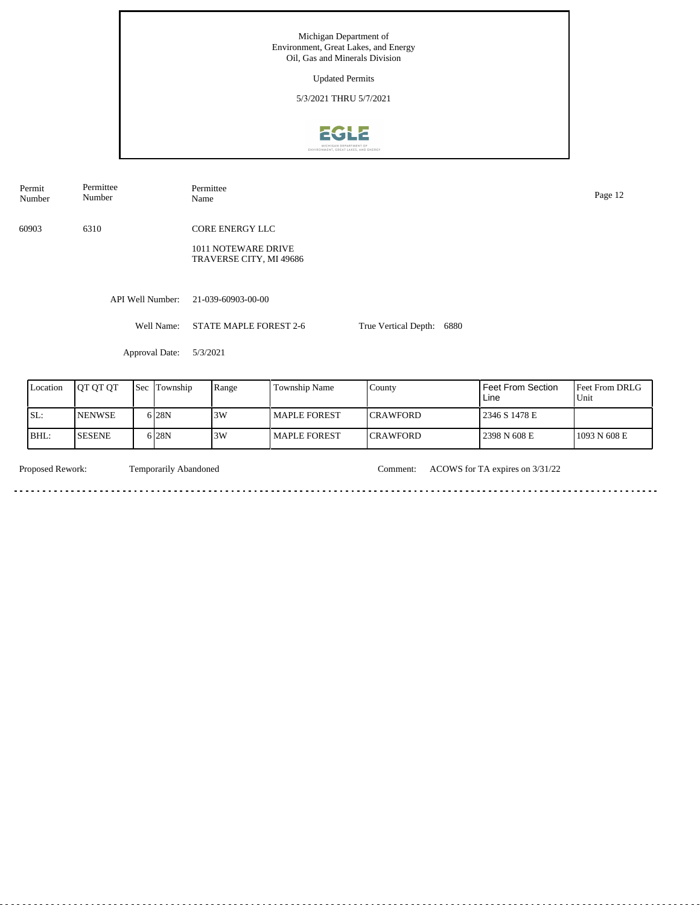Michigan Department of
Environment, Great Lakes, and Energy
Oil, Gas and Minerals Division

Updated Permits

5/3/2021 THRU 5/7/2021

| Permit Number | Permittee Number | Permittee Name |
|---|---|---|
| 60903 | 6310 | CORE ENERGY LLC<br>1011 NOTEWARE DRIVE<br>TRAVERSE CITY, MI 49686 |

API Well Number: 21-039-60903-00-00

Well Name: STATE MAPLE FOREST 2-6 True Vertical Depth: 6880

Approval Date: 5/3/2021

| Location | QT QT QT | Sec | Township | Range | Township Name | County | Feet From Section Line | Feet From DRLG Unit |
|---|---|---|---|---|---|---|---|---|
| SL: | NENWSE | 6 | 28N | 3W | MAPLE FOREST | CRAWFORD | 2346 S 1478 E | |
| BHL: | SESENE | 6 | 28N | 3W | MAPLE FOREST | CRAWFORD | 2398 N 608 E | 1093 N 608 E |

Proposed Rework: Temporarily Abandoned Comment: ACOWS for TA expires on 3/31/22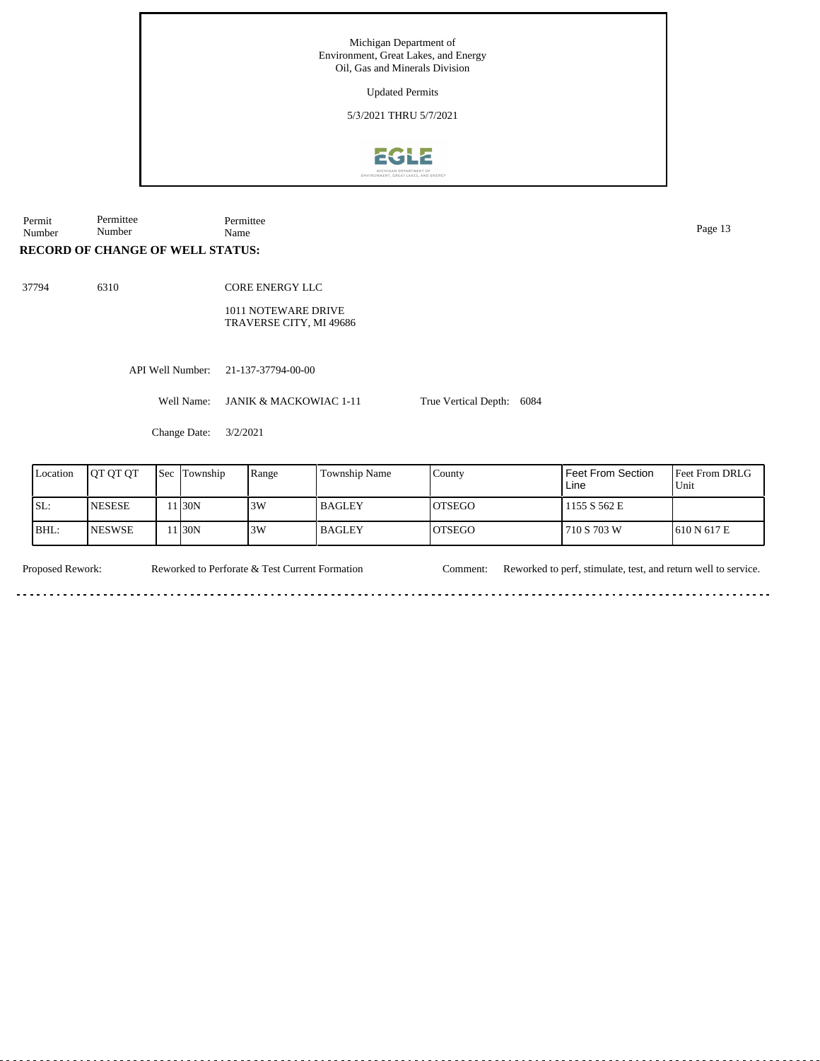Michigan Department of
Environment, Great Lakes, and Energy
Oil, Gas and Minerals Division

Updated Permits

5/3/2021 THRU 5/7/2021

| Permit Number | Permittee Number | Permittee Name |
|---|---|---|

**RECORD OF CHANGE OF WELL STATUS:**

37794 6310 CORE ENERGY LLC

1011 NOTEWARE DRIVE
TRAVERSE CITY, MI 49686

API Well Number: 21-137-37794-00-00

Well Name: JANIK & MACKOWIAC 1-11 True Vertical Depth: 6084

Change Date: 3/2/2021

| Location | QT QT QT | Sec | Township | Range | Township Name | County | Feet From Section Line | Feet From DRLG Unit |
|---|---|---|---|---|---|---|---|---|
| SL: | NESESE | 11 | 30N | 3W | BAGLEY | OTSEGO | 1155 S 562 E | |
| BHL: | NESWSE | 11 | 30N | 3W | BAGLEY | OTSEGO | 710 S 703 W | 610 N 617 E |

Proposed Rework: Reworked to Perforate & Test Current Formation Comment: Reworked to perf, stimulate, test, and return well to service.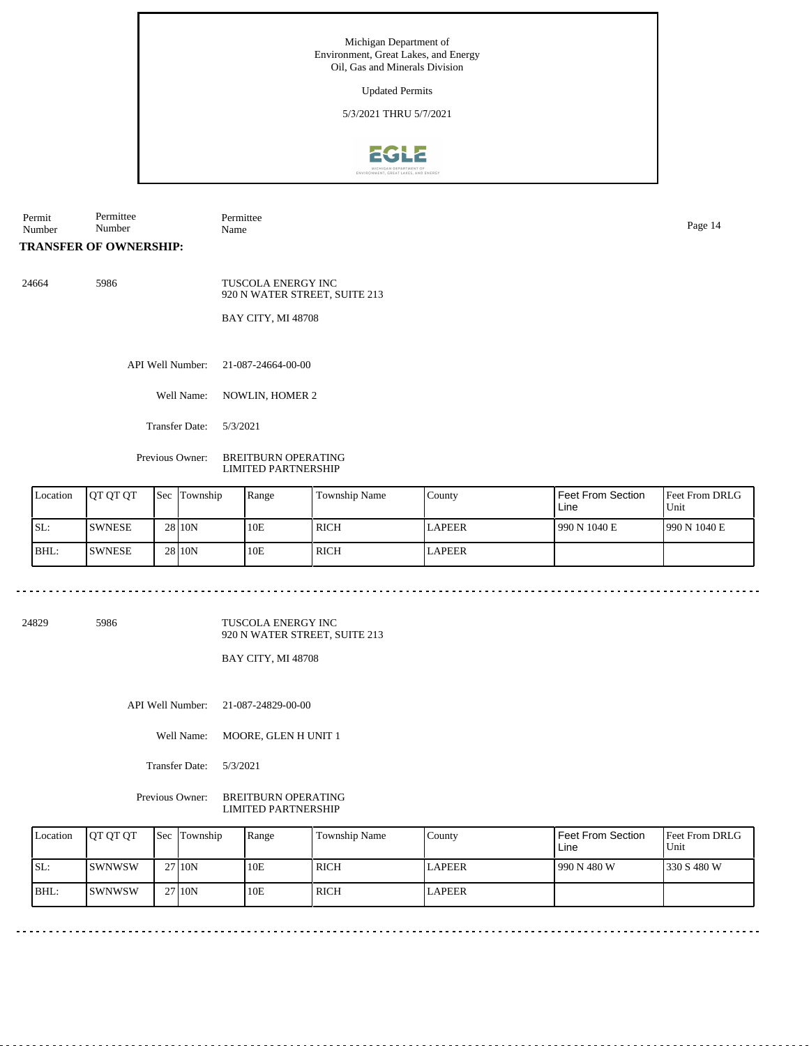Michigan Department of Environment, Great Lakes, and Energy
Oil, Gas and Minerals Division

Updated Permits

5/3/2021 THRU 5/7/2021

| Permit Number | Permittee Number | Permittee Name |
|---|---|---|

**TRANSFER OF OWNERSHIP:**

24664 5986 TUSCOLA ENERGY INC
920 N WATER STREET, SUITE 213
BAY CITY, MI 48708

API Well Number: 21-087-24664-00-00

Well Name: NOWLIN, HOMER 2

Transfer Date: 5/3/2021

Previous Owner: BREITBURN OPERATING LIMITED PARTNERSHIP

| Location | QT QT QT | Sec | Township | Range | Township Name | County | Feet From Section Line | Feet From DRLG Unit |
|---|---|---|---|---|---|---|---|---|
| SL: | SWNESE | 28 | 10N | 10E | RICH | LAPEER | 990 N 1040 E | 990 N 1040 E |
| BHL: | SWNESE | 28 | 10N | 10E | RICH | LAPEER | | |

---

24829 5986 TUSCOLA ENERGY INC
920 N WATER STREET, SUITE 213
BAY CITY, MI 48708

API Well Number: 21-087-24829-00-00

Well Name: MOORE, GLEN H UNIT 1

Transfer Date: 5/3/2021

Previous Owner: BREITBURN OPERATING LIMITED PARTNERSHIP

| Location | QT QT QT | Sec | Township | Range | Township Name | County | Feet From Section Line | Feet From DRLG Unit |
|---|---|---|---|---|---|---|---|---|
| SL: | SWNWSW | 27 | 10N | 10E | RICH | LAPEER | 990 N 480 W | 330 S 480 W |
| BHL: | SWNWSW | 27 | 10N | 10E | RICH | LAPEER | | |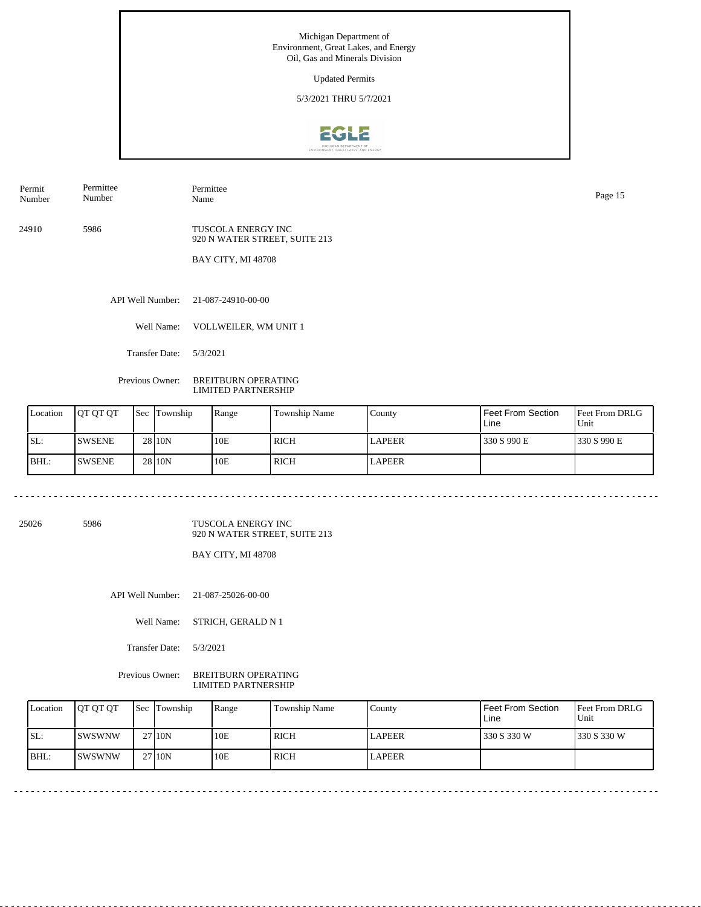Michigan Department of
Environment, Great Lakes, and Energy
Oil, Gas and Minerals Division

Updated Permits

5/3/2021 THRU 5/7/2021

| Permit Number | Permittee Number | Permittee Name |
|---|---|---|
| 24910 | 5986 | TUSCOLA ENERGY INC<br>920 N WATER STREET, SUITE 213<br>BAY CITY, MI 48708 |

API Well Number: 21-087-24910-00-00

Well Name: VOLLWEILER, WM UNIT 1

Transfer Date: 5/3/2021

Previous Owner: BREITBURN OPERATING LIMITED PARTNERSHIP

| Location | QT QT QT | Sec | Township | Range | Township Name | County | Feet From Section Line | Feet From DRLG Unit |
|---|---|---|---|---|---|---|---|---|
| SL: | SWSENE | 28 | 10N | 10E | RICH | LAPEER | 330 S 990 E | 330 S 990 E |
| BHL: | SWSENE | 28 | 10N | 10E | RICH | LAPEER | | |

---

| Permit Number | Permittee Number | Permittee Name |
|---|---|---|
| 25026 | 5986 | TUSCOLA ENERGY INC<br>920 N WATER STREET, SUITE 213<br>BAY CITY, MI 48708 |

API Well Number: 21-087-25026-00-00

Well Name: STRICH, GERALD N 1

Transfer Date: 5/3/2021

Previous Owner: BREITBURN OPERATING LIMITED PARTNERSHIP

| Location | QT QT QT | Sec | Township | Range | Township Name | County | Feet From Section Line | Feet From DRLG Unit |
|---|---|---|---|---|---|---|---|---|
| SL: | SWSWNW | 27 | 10N | 10E | RICH | LAPEER | 330 S 330 W | 330 S 330 W |
| BHL: | SWSWNW | 27 | 10N | 10E | RICH | LAPEER | | |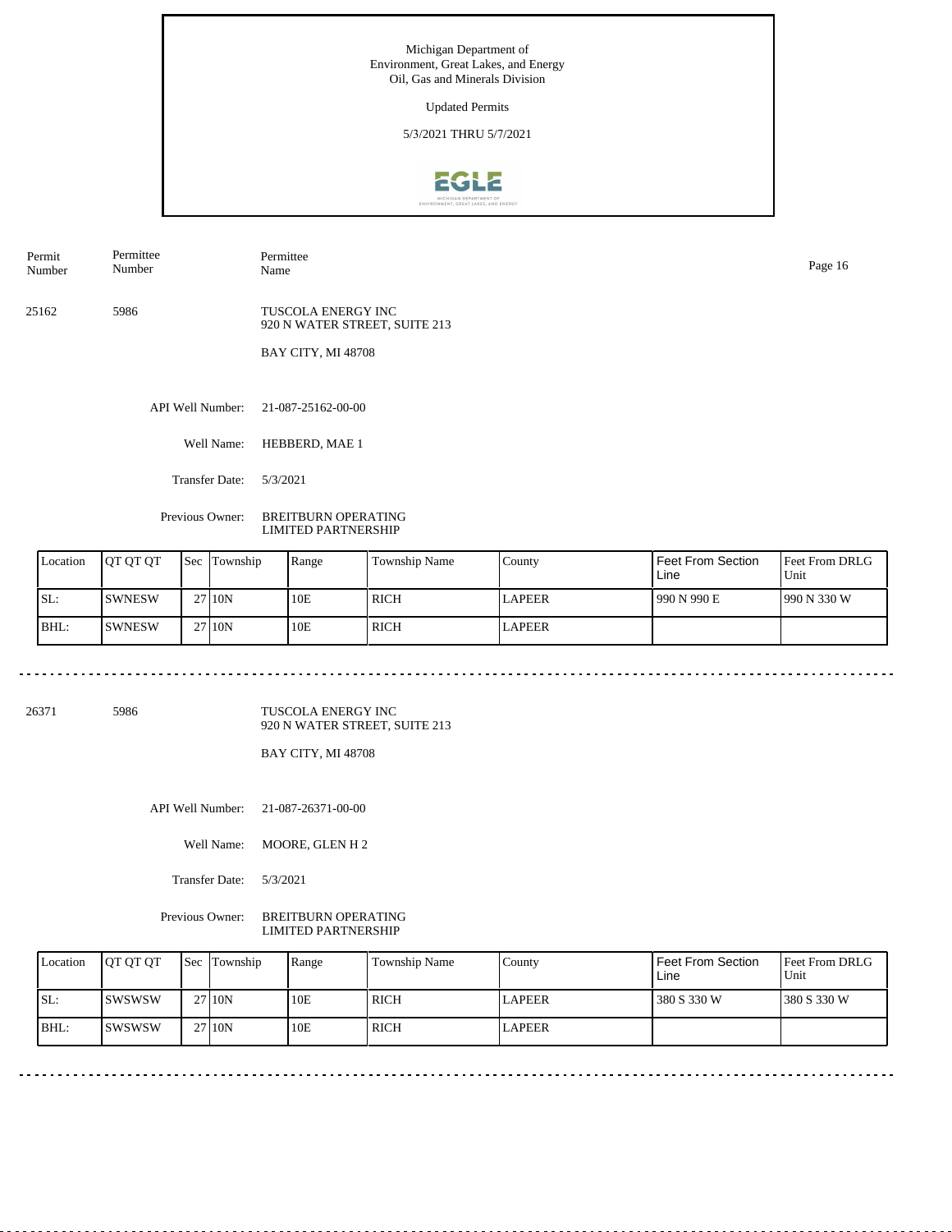Michigan Department of
Environment, Great Lakes, and Energy
Oil, Gas and Minerals Division

Updated Permits

5/3/2021 THRU 5/7/2021

| Permit Number | Permittee Number | Permittee Name |
| --- | --- | --- |
| 25162 | 5986 | TUSCOLA ENERGY INC<br>920 N WATER STREET, SUITE 213<br>BAY CITY, MI 48708 |

API Well Number: 21-087-25162-00-00

Well Name: HEBBERD, MAE 1

Transfer Date: 5/3/2021

Previous Owner: BREITBURN OPERATING LIMITED PARTNERSHIP

| Location | QT QT QT | Sec | Township | Range | Township Name | County | Feet From Section Line | Feet From DRLG Unit |
| --- | --- | --- | --- | --- | --- | --- | --- | --- |
| SL: | SWNESW | 27 | 10N | 10E | RICH | LAPEER | 990 N 990 E | 990 N 330 W |
| BHL: | SWNESW | 27 | 10N | 10E | RICH | LAPEER | | |

---

| Permit Number | Permittee Number | Permittee Name |
| --- | --- | --- |
| 26371 | 5986 | TUSCOLA ENERGY INC<br>920 N WATER STREET, SUITE 213<br>BAY CITY, MI 48708 |

API Well Number: 21-087-26371-00-00

Well Name: MOORE, GLEN H 2

Transfer Date: 5/3/2021

Previous Owner: BREITBURN OPERATING LIMITED PARTNERSHIP

| Location | QT QT QT | Sec | Township | Range | Township Name | County | Feet From Section Line | Feet From DRLG Unit |
| --- | --- | --- | --- | --- | --- | --- | --- | --- |
| SL: | SWSWSW | 27 | 10N | 10E | RICH | LAPEER | 380 S 330 W | 380 S 330 W |
| BHL: | SWSWSW | 27 | 10N | 10E | RICH | LAPEER | | |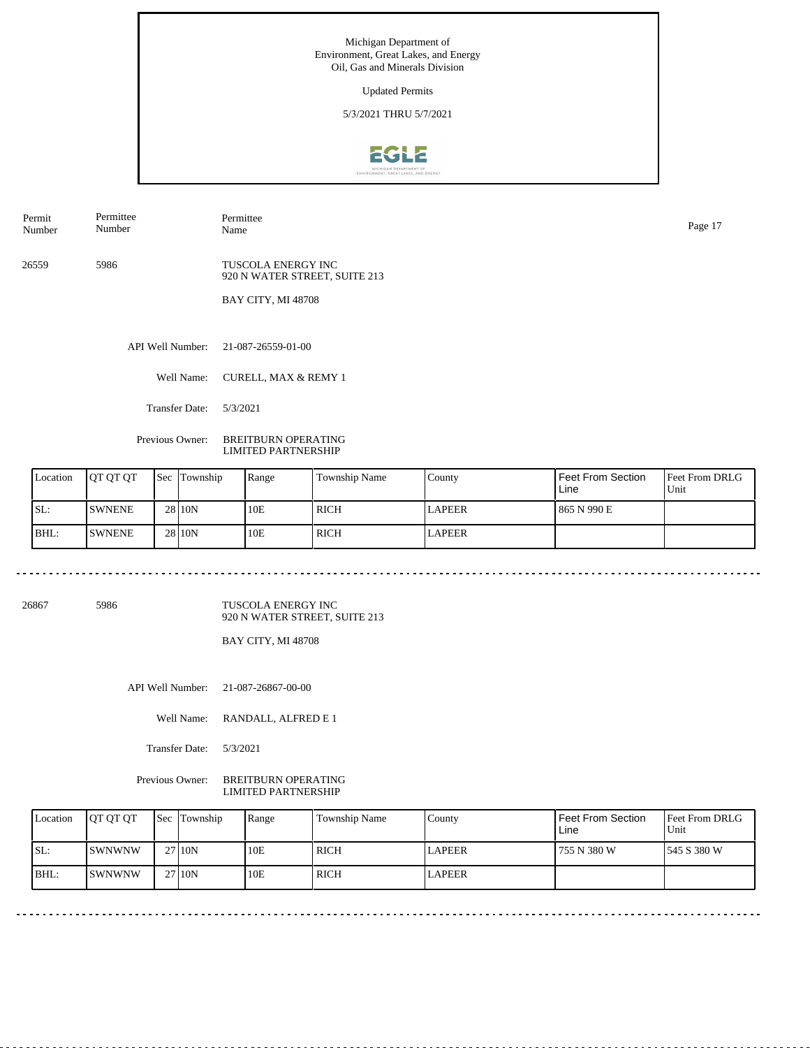Michigan Department of Environment, Great Lakes, and Energy
Oil, Gas and Minerals Division

Updated Permits

5/3/2021 THRU 5/7/2021

| Permit Number | Permittee Number | Permittee Name |
|---|---|---|
| 26559 | 5986 | TUSCOLA ENERGY INC<br>920 N WATER STREET, SUITE 213<br>BAY CITY, MI 48708 |

API Well Number: 21-087-26559-01-00

Well Name: CURELL, MAX & REMY 1

Transfer Date: 5/3/2021

Previous Owner: BREITBURN OPERATING LIMITED PARTNERSHIP

| Location | QT QT QT | Sec | Township | Range | Township Name | County | Feet From Section Line | Feet From DRLG Unit |
|---|---|---|---|---|---|---|---|---|
| SL: | SWNENE | 28 | 10N | 10E | RICH | LAPEER | 865 N 990 E | |
| BHL: | SWNENE | 28 | 10N | 10E | RICH | LAPEER | | |

---

| Permit Number | Permittee Number | Permittee Name |
|---|---|---|
| 26867 | 5986 | TUSCOLA ENERGY INC<br>920 N WATER STREET, SUITE 213<br>BAY CITY, MI 48708 |

API Well Number: 21-087-26867-00-00

Well Name: RANDALL, ALFRED E 1

Transfer Date: 5/3/2021

Previous Owner: BREITBURN OPERATING LIMITED PARTNERSHIP

| Location | QT QT QT | Sec | Township | Range | Township Name | County | Feet From Section Line | Feet From DRLG Unit |
|---|---|---|---|---|---|---|---|---|
| SL: | SWNWNW | 27 | 10N | 10E | RICH | LAPEER | 755 N 380 W | 545 S 380 W |
| BHL: | SWNWNW | 27 | 10N | 10E | RICH | LAPEER | | |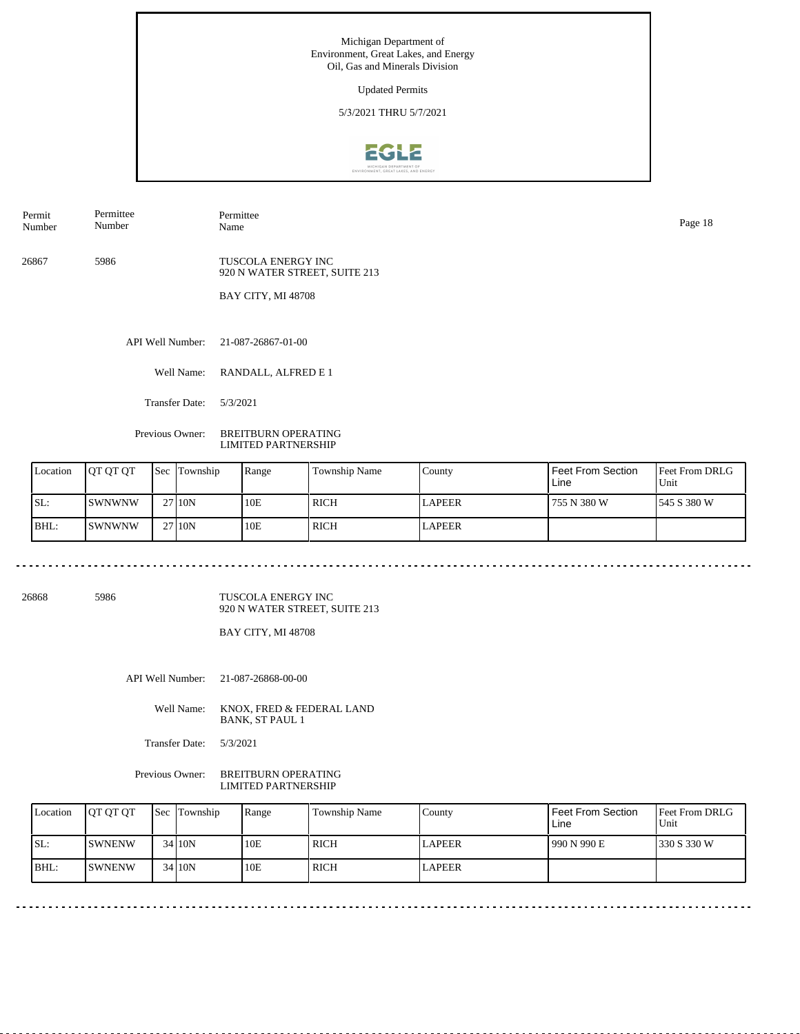Michigan Department of
Environment, Great Lakes, and Energy
Oil, Gas and Minerals Division

Updated Permits

5/3/2021 THRU 5/7/2021

| Permit Number | Permittee Number | Permittee Name |
|---|---|---|
| 26867 | 5986 | TUSCOLA ENERGY INC<br>920 N WATER STREET, SUITE 213<br>BAY CITY, MI 48708 |

API Well Number: 21-087-26867-01-00

Well Name: RANDALL, ALFRED E 1

Transfer Date: 5/3/2021

Previous Owner: BREITBURN OPERATING LIMITED PARTNERSHIP

| Location | QT QT QT | Sec | Township | Range | Township Name | County | Feet From Section Line | Feet From DRLG Unit |
|---|---|---|---|---|---|---|---|---|
| SL: | SWNWNW | 27 | 10N | 10E | RICH | LAPEER | 755 N 380 W | 545 S 380 W |
| BHL: | SWNWNW | 27 | 10N | 10E | RICH | LAPEER | | |

---

| Permit Number | Permittee Number | Permittee Name |
|---|---|---|
| 26868 | 5986 | TUSCOLA ENERGY INC<br>920 N WATER STREET, SUITE 213<br>BAY CITY, MI 48708 |

API Well Number: 21-087-26868-00-00

Well Name: KNOX, FRED & FEDERAL LAND BANK, ST PAUL 1

Transfer Date: 5/3/2021

Previous Owner: BREITBURN OPERATING LIMITED PARTNERSHIP

| Location | QT QT QT | Sec | Township | Range | Township Name | County | Feet From Section Line | Feet From DRLG Unit |
|---|---|---|---|---|---|---|---|---|
| SL: | SWNENW | 34 | 10N | 10E | RICH | LAPEER | 990 N 990 E | 330 S 330 W |
| BHL: | SWNENW | 34 | 10N | 10E | RICH | LAPEER | | |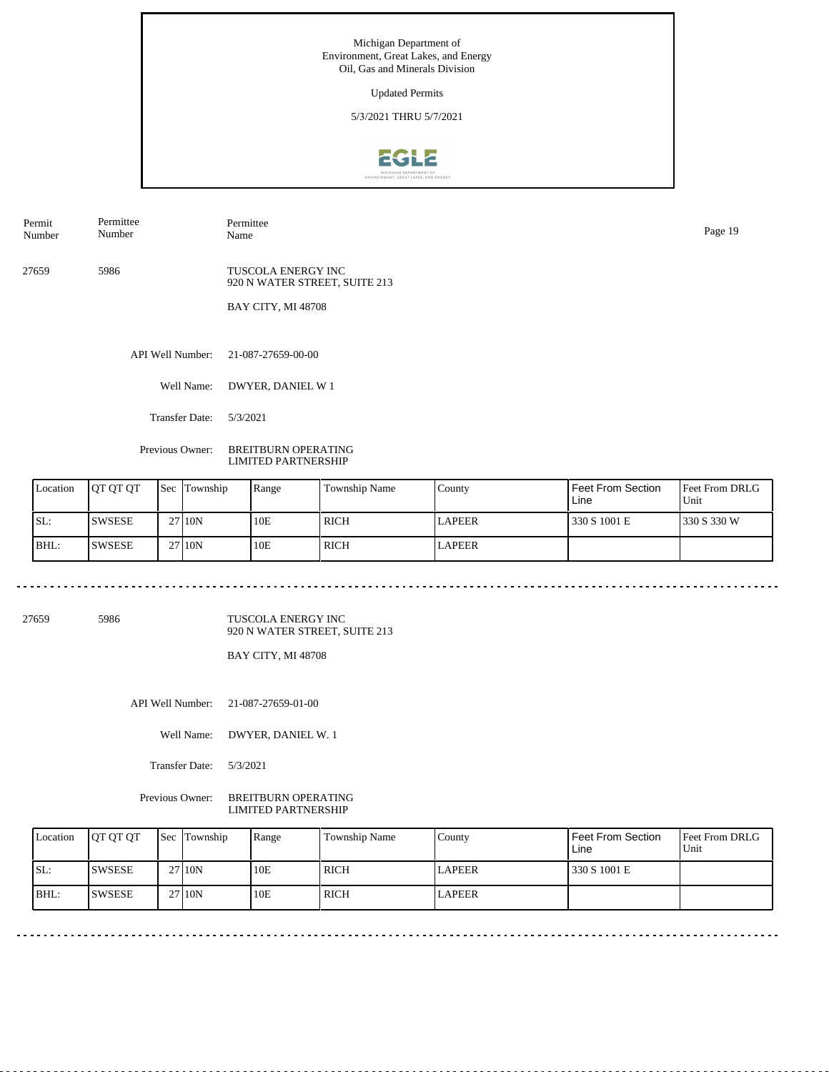Michigan Department of Environment, Great Lakes, and Energy
Oil, Gas and Minerals Division

Updated Permits

5/3/2021 THRU 5/7/2021

| Permit Number | Permittee Number | Permittee Name |
|---|---|---|
| 27659 | 5986 | TUSCOLA ENERGY INC<br>920 N WATER STREET, SUITE 213<br>BAY CITY, MI 48708 |

API Well Number: 21-087-27659-00-00

Well Name: DWYER, DANIEL W 1

Transfer Date: 5/3/2021

Previous Owner: BREITBURN OPERATING LIMITED PARTNERSHIP

| Location | QT QT QT | Sec | Township | Range | Township Name | County | Feet From Section Line | Feet From DRLG Unit |
|---|---|---|---|---|---|---|---|---|
| SL: | SWSESE | 27 | 10N | 10E | RICH | LAPEER | 330 S 1001 E | 330 S 330 W |
| BHL: | SWSESE | 27 | 10N | 10E | RICH | LAPEER | | |

| Permit Number | Permittee Number | Permittee Name |
|---|---|---|
| 27659 | 5986 | TUSCOLA ENERGY INC<br>920 N WATER STREET, SUITE 213<br>BAY CITY, MI 48708 |

API Well Number: 21-087-27659-01-00

Well Name: DWYER, DANIEL W. 1

Transfer Date: 5/3/2021

Previous Owner: BREITBURN OPERATING LIMITED PARTNERSHIP

| Location | QT QT QT | Sec | Township | Range | Township Name | County | Feet From Section Line | Feet From DRLG Unit |
|---|---|---|---|---|---|---|---|---|
| SL: | SWSESE | 27 | 10N | 10E | RICH | LAPEER | 330 S 1001 E | |
| BHL: | SWSESE | 27 | 10N | 10E | RICH | LAPEER | | |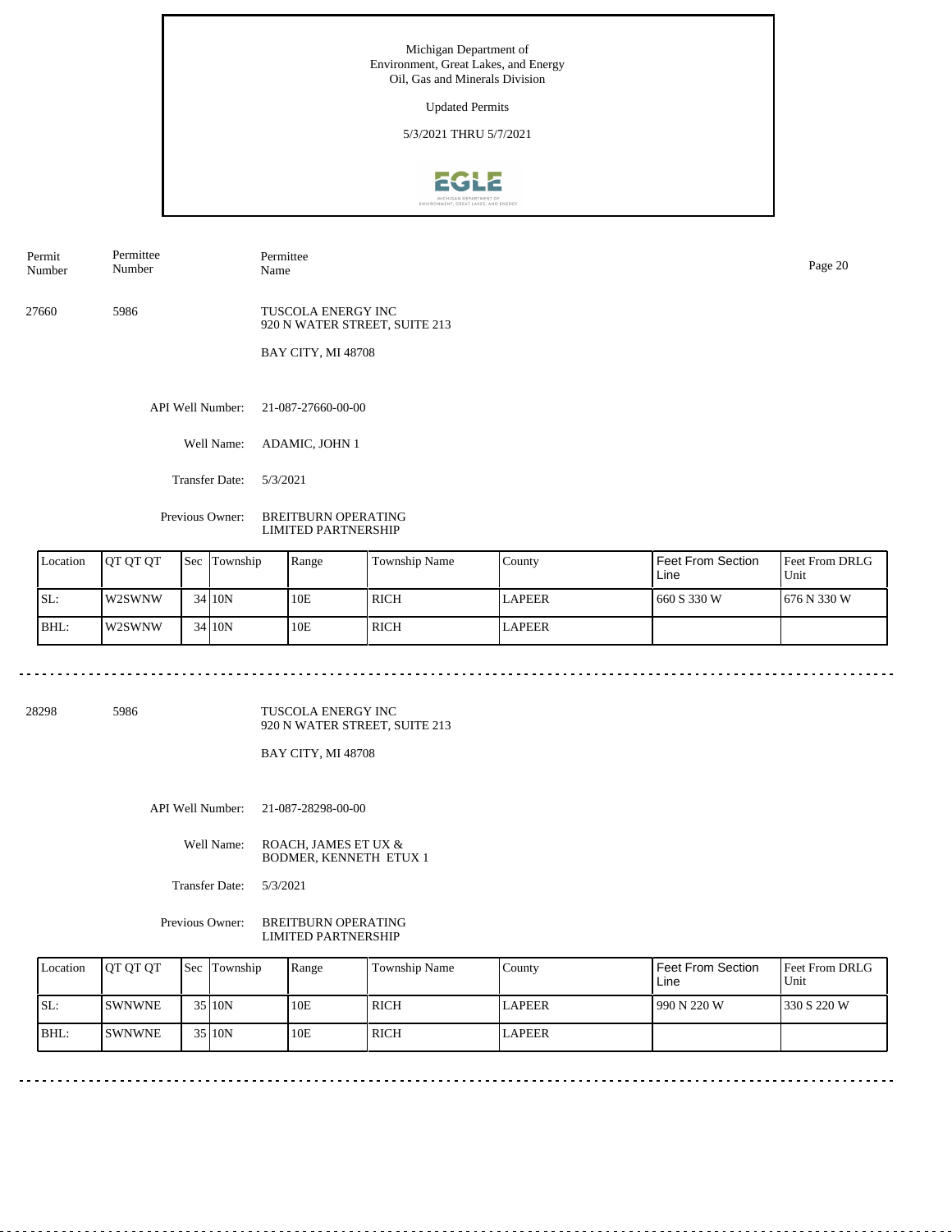Michigan Department of
Environment, Great Lakes, and Energy
Oil, Gas and Minerals Division

Updated Permits

5/3/2021 THRU 5/7/2021

| Permit Number | Permittee Number | Permittee Name |
|---|---|---|

27660 5986 TUSCOLA ENERGY INC
920 N WATER STREET, SUITE 213

BAY CITY, MI 48708

API Well Number: 21-087-27660-00-00

Well Name: ADAMIC, JOHN 1

Transfer Date: 5/3/2021

Previous Owner: BREITBURN OPERATING LIMITED PARTNERSHIP

| Location | QT QT QT | Sec | Township | Range | Township Name | County | Feet From Section Line | Feet From DRLG Unit |
|---|---|---|---|---|---|---|---|---|
| SL: | W2SWNW | 34 | 10N | 10E | RICH | LAPEER | 660 S 330 W | 676 N 330 W |
| BHL: | W2SWNW | 34 | 10N | 10E | RICH | LAPEER | | |

---

28298 5986 TUSCOLA ENERGY INC
920 N WATER STREET, SUITE 213

BAY CITY, MI 48708

API Well Number: 21-087-28298-00-00

Well Name: ROACH, JAMES ET UX & BODMER, KENNETH ETUX 1

Transfer Date: 5/3/2021

Previous Owner: BREITBURN OPERATING LIMITED PARTNERSHIP

| Location | QT QT QT | Sec | Township | Range | Township Name | County | Feet From Section Line | Feet From DRLG Unit |
|---|---|---|---|---|---|---|---|---|
| SL: | SWNWNE | 35 | 10N | 10E | RICH | LAPEER | 990 N 220 W | 330 S 220 W |
| BHL: | SWNWNE | 35 | 10N | 10E | RICH | LAPEER | | |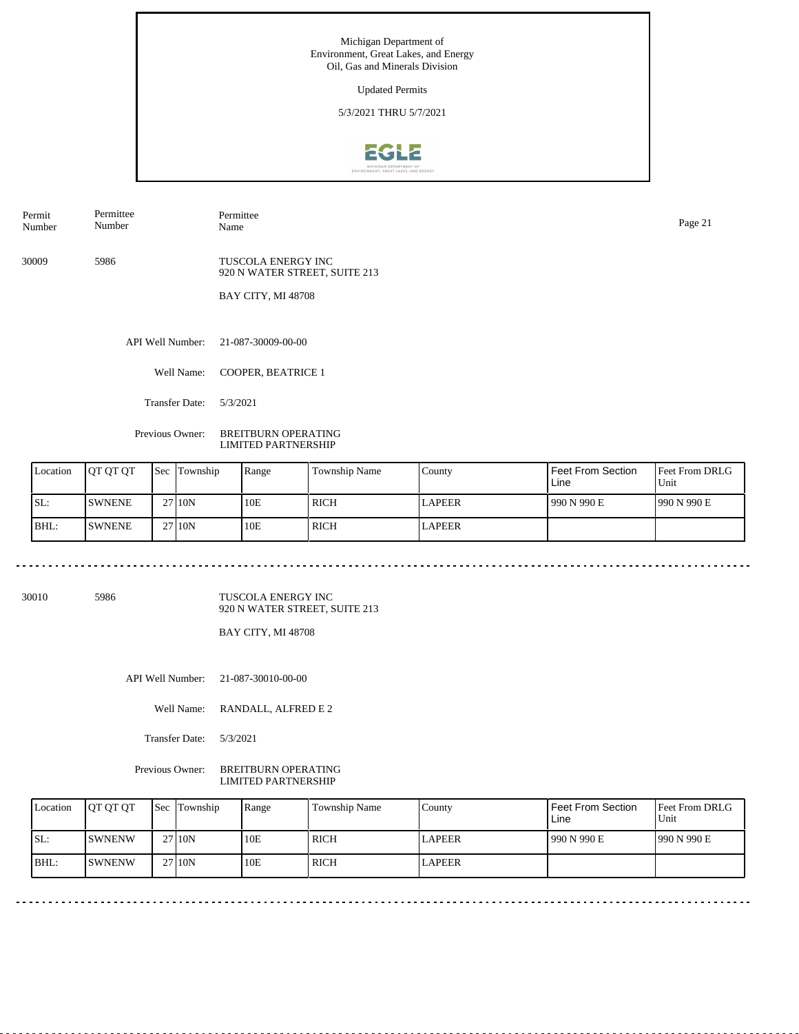Michigan Department of Environment, Great Lakes, and Energy
Oil, Gas and Minerals Division

Updated Permits

5/3/2021 THRU 5/7/2021

| Permit Number | Permittee Number | Permittee Name |
|---|---|---|
| 30009 | 5986 | TUSCOLA ENERGY INC<br>920 N WATER STREET, SUITE 213<br>BAY CITY, MI 48708 |

API Well Number: 21-087-30009-00-00

Well Name: COOPER, BEATRICE 1

Transfer Date: 5/3/2021

Previous Owner: BREITBURN OPERATING LIMITED PARTNERSHIP

| Location | QT QT QT | Sec | Township | Range | Township Name | County | Feet From Section Line | Feet From DRLG Unit |
|---|---|---|---|---|---|---|---|---|
| SL: | SWNENE | 27 | 10N | 10E | RICH | LAPEER | 990 N 990 E | 990 N 990 E |
| BHL: | SWNENE | 27 | 10N | 10E | RICH | LAPEER | | |

---

| Permit Number | Permittee Number | Permittee Name |
|---|---|---|
| 30010 | 5986 | TUSCOLA ENERGY INC<br>920 N WATER STREET, SUITE 213<br>BAY CITY, MI 48708 |

API Well Number: 21-087-30010-00-00

Well Name: RANDALL, ALFRED E 2

Transfer Date: 5/3/2021

Previous Owner: BREITBURN OPERATING LIMITED PARTNERSHIP

| Location | QT QT QT | Sec | Township | Range | Township Name | County | Feet From Section Line | Feet From DRLG Unit |
|---|---|---|---|---|---|---|---|---|
| SL: | SWNENW | 27 | 10N | 10E | RICH | LAPEER | 990 N 990 E | 990 N 990 E |
| BHL: | SWNENW | 27 | 10N | 10E | RICH | LAPEER | | |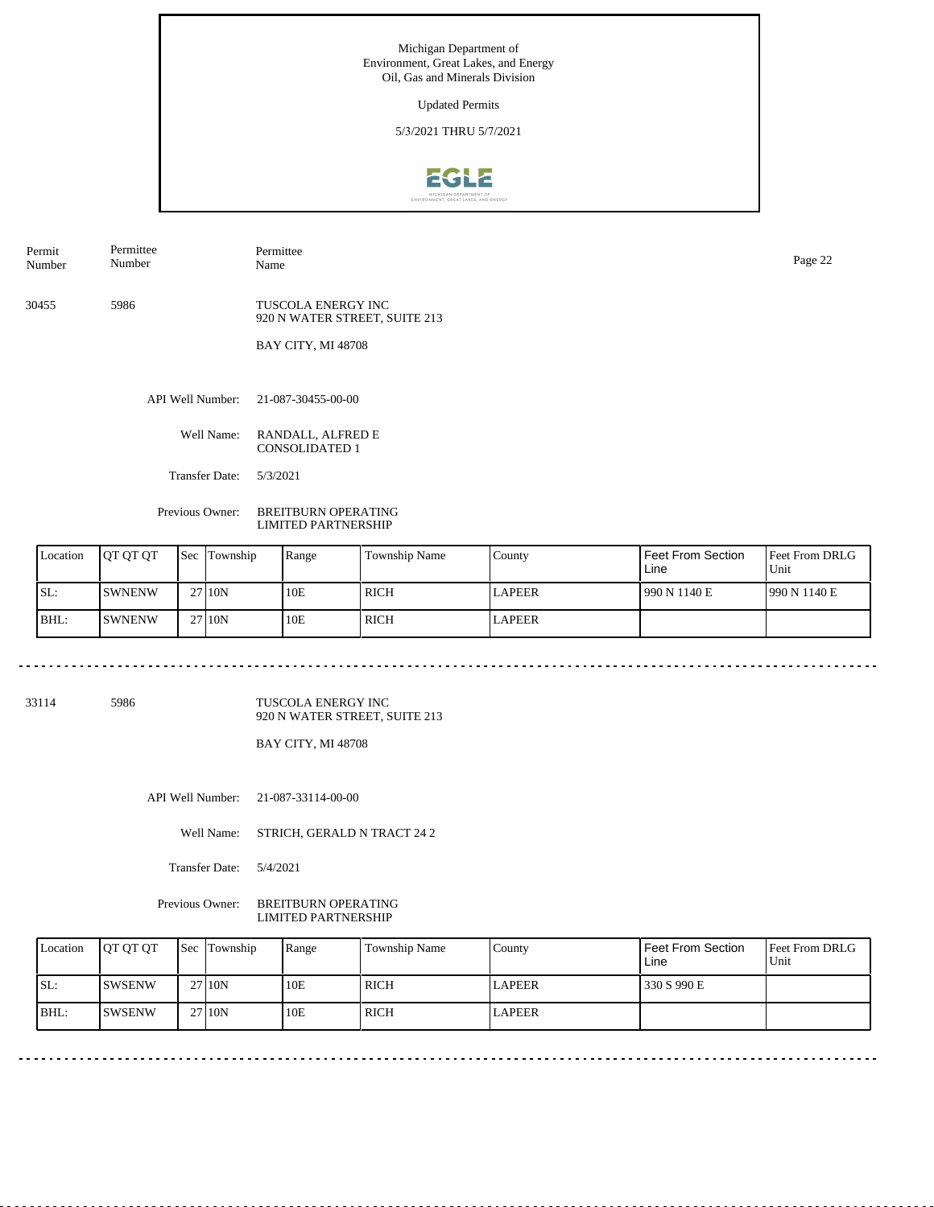Michigan Department of Environment, Great Lakes, and Energy
Oil, Gas and Minerals Division

Updated Permits

5/3/2021 THRU 5/7/2021

| Permit Number | Permittee Number | Permittee Name |
|---|---|---|
| 30455 | 5986 | TUSCOLA ENERGY INC<br>920 N WATER STREET, SUITE 213<br>BAY CITY, MI 48708 |

API Well Number: 21-087-30455-00-00

Well Name: RANDALL, ALFRED E CONSOLIDATED 1

Transfer Date: 5/3/2021

Previous Owner: BREITBURN OPERATING LIMITED PARTNERSHIP

| Location | QT QT QT | Sec | Township | Range | Township Name | County | Feet From Section Line | Feet From DRLG Unit |
|---|---|---|---|---|---|---|---|---|
| SL: | SWNENW | 27 | 10N | 10E | RICH | LAPEER | 990 N 1140 E | 990 N 1140 E |
| BHL: | SWNENW | 27 | 10N | 10E | RICH | LAPEER | | |

---

| Permit Number | Permittee Number | Permittee Name |
|---|---|---|
| 33114 | 5986 | TUSCOLA ENERGY INC<br>920 N WATER STREET, SUITE 213<br>BAY CITY, MI 48708 |

API Well Number: 21-087-33114-00-00

Well Name: STRICH, GERALD N TRACT 24 2

Transfer Date: 5/4/2021

Previous Owner: BREITBURN OPERATING LIMITED PARTNERSHIP

| Location | QT QT QT | Sec | Township | Range | Township Name | County | Feet From Section Line | Feet From DRLG Unit |
|---|---|---|---|---|---|---|---|---|
| SL: | SWSENW | 27 | 10N | 10E | RICH | LAPEER | 330 S 990 E | |
| BHL: | SWSENW | 27 | 10N | 10E | RICH | LAPEER | | |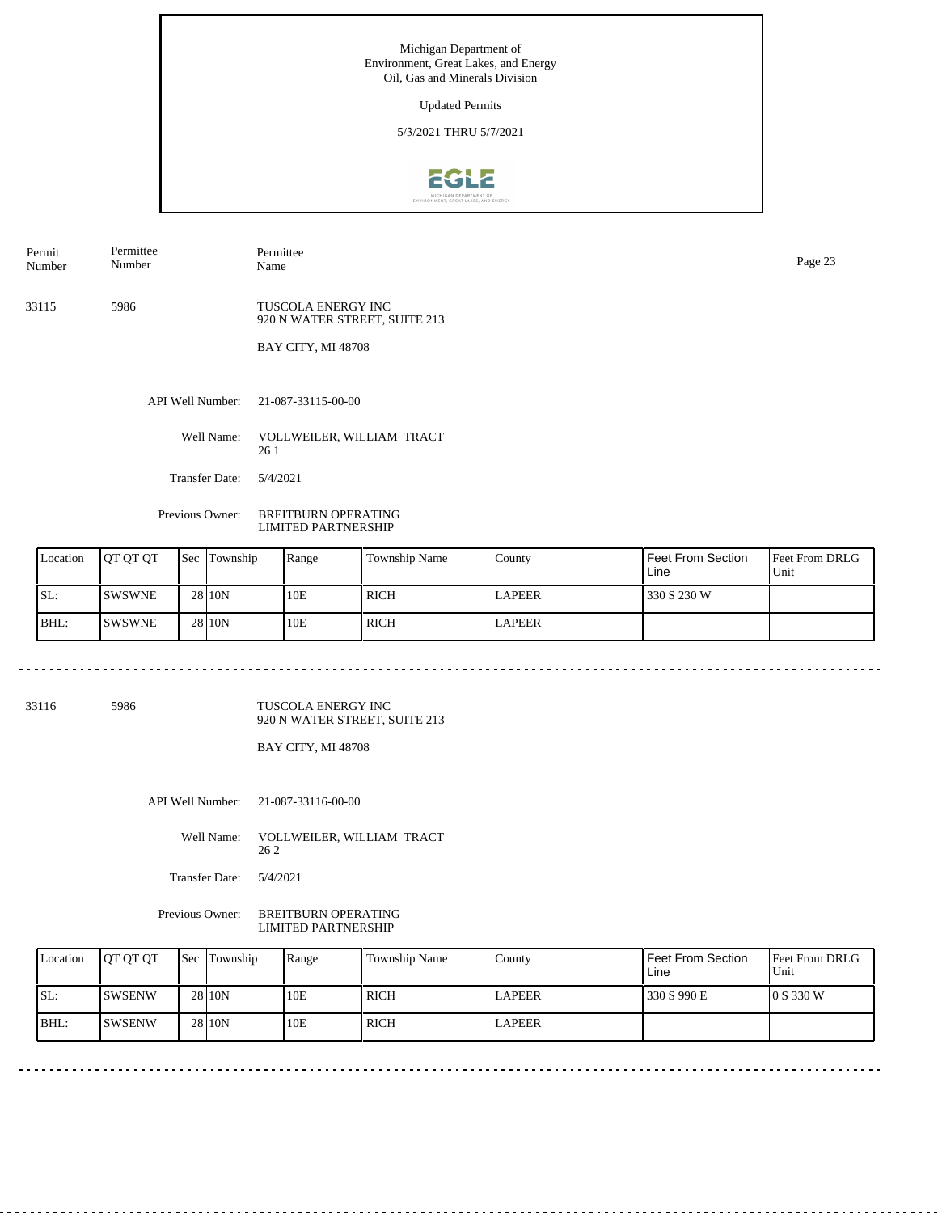Michigan Department of Environment, Great Lakes, and Energy
Oil, Gas and Minerals Division

Updated Permits

5/3/2021 THRU 5/7/2021

| Permit Number | Permittee Number | Permittee Name |
|---|---|---|
| 33115 | 5986 | TUSCOLA ENERGY INC<br>920 N WATER STREET, SUITE 213<br>BAY CITY, MI 48708 |

API Well Number: 21-087-33115-00-00

Well Name: VOLLWEILER, WILLIAM TRACT 26 1

Transfer Date: 5/4/2021

Previous Owner: BREITBURN OPERATING LIMITED PARTNERSHIP

| Location | QT QT QT | Sec | Township | Range | Township Name | County | Feet From Section Line | Feet From DRLG Unit |
|---|---|---|---|---|---|---|---|---|
| SL: | SWSWNE | 28 | 10N | 10E | RICH | LAPEER | 330 S 230 W | |
| BHL: | SWSWNE | 28 | 10N | 10E | RICH | LAPEER | | |

---

| Permit Number | Permittee Number | Permittee Name |
|---|---|---|
| 33116 | 5986 | TUSCOLA ENERGY INC<br>920 N WATER STREET, SUITE 213<br>BAY CITY, MI 48708 |

API Well Number: 21-087-33116-00-00

Well Name: VOLLWEILER, WILLIAM TRACT 26 2

Transfer Date: 5/4/2021

Previous Owner: BREITBURN OPERATING LIMITED PARTNERSHIP

| Location | QT QT QT | Sec | Township | Range | Township Name | County | Feet From Section Line | Feet From DRLG Unit |
|---|---|---|---|---|---|---|---|---|
| SL: | SWSENW | 28 | 10N | 10E | RICH | LAPEER | 330 S 990 E | 0 S 330 W |
| BHL: | SWSENW | 28 | 10N | 10E | RICH | LAPEER | | |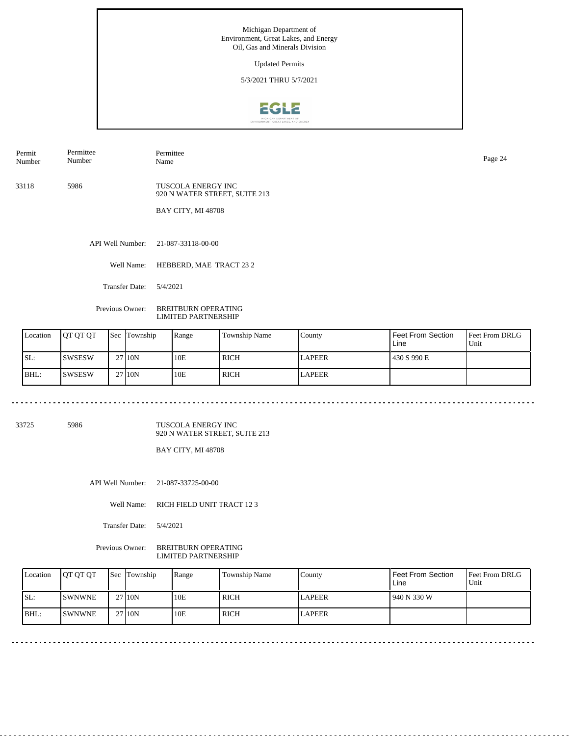Michigan Department of Environment, Great Lakes, and Energy
Oil, Gas and Minerals Division

Updated Permits

5/3/2021 THRU 5/7/2021

| Permit Number | Permittee Number | Permittee Name |
|---|---|---|
| 33118 | 5986 | TUSCOLA ENERGY INC<br>920 N WATER STREET, SUITE 213<br>BAY CITY, MI 48708 |

API Well Number: 21-087-33118-00-00

Well Name: HEBBERD, MAE TRACT 23 2

Transfer Date: 5/4/2021

Previous Owner: BREITBURN OPERATING LIMITED PARTNERSHIP

| Location | QT QT QT | Sec | Township | Range | Township Name | County | Feet From Section Line | Feet From DRLG Unit |
|---|---|---|---|---|---|---|---|---|
| SL: | SWSESW | 27 | 10N | 10E | RICH | LAPEER | 430 S 990 E | |
| BHL: | SWSESW | 27 | 10N | 10E | RICH | LAPEER | | |

---

| Permit Number | Permittee Number | Permittee Name |
|---|---|---|
| 33725 | 5986 | TUSCOLA ENERGY INC<br>920 N WATER STREET, SUITE 213<br>BAY CITY, MI 48708 |

API Well Number: 21-087-33725-00-00

Well Name: RICH FIELD UNIT TRACT 12 3

Transfer Date: 5/4/2021

Previous Owner: BREITBURN OPERATING LIMITED PARTNERSHIP

| Location | QT QT QT | Sec | Township | Range | Township Name | County | Feet From Section Line | Feet From DRLG Unit |
|---|---|---|---|---|---|---|---|---|
| SL: | SWNWNE | 27 | 10N | 10E | RICH | LAPEER | 940 N 330 W | |
| BHL: | SWNWNE | 27 | 10N | 10E | RICH | LAPEER | | |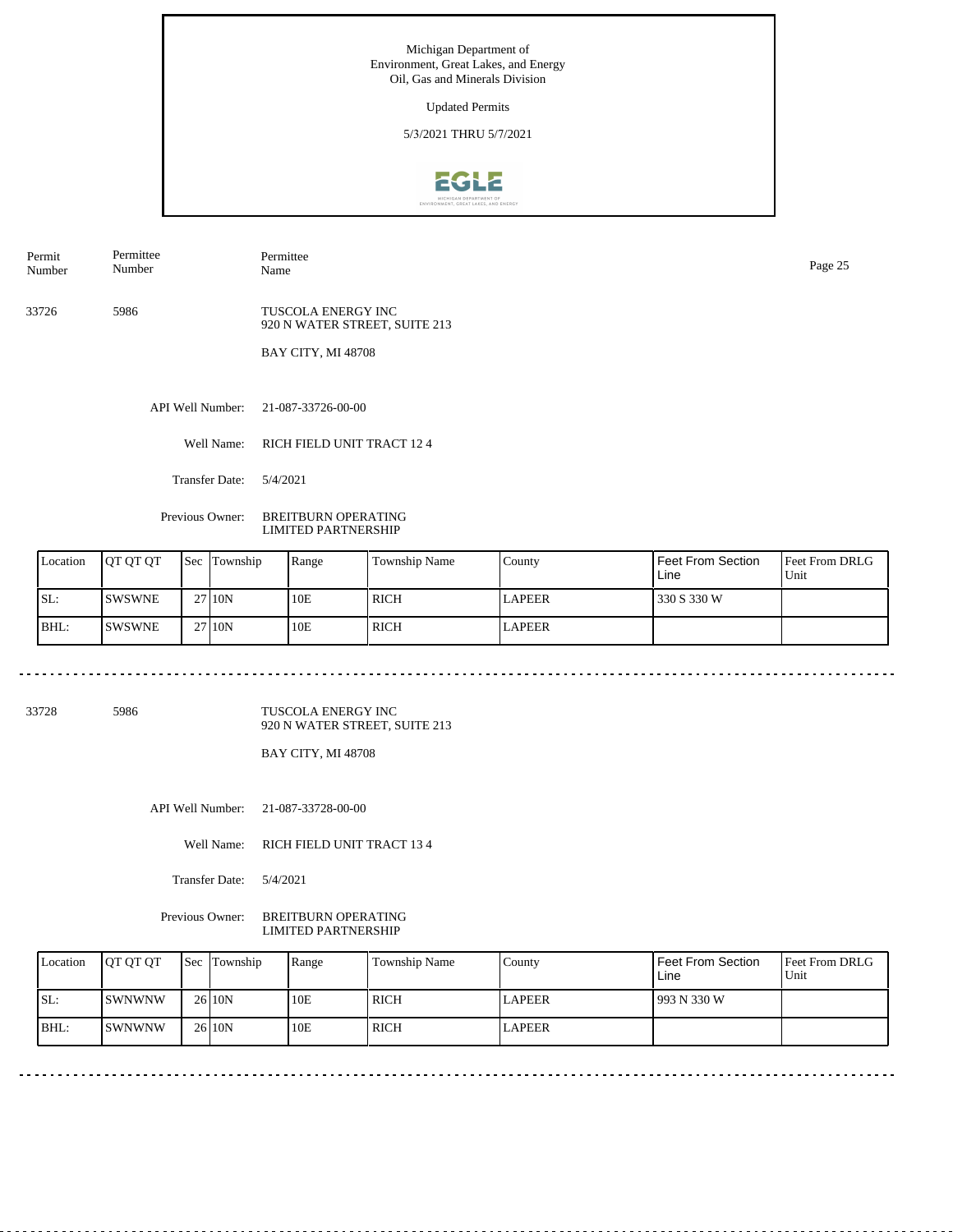Michigan Department of
Environment, Great Lakes, and Energy
Oil, Gas and Minerals Division

Updated Permits

5/3/2021 THRU 5/7/2021

| Permit Number | Permittee Number | Permittee Name |
|---|---|---|

---

**33726** | **5986** | TUSCOLA ENERGY INC
920 N WATER STREET, SUITE 213

BAY CITY, MI 48708

API Well Number: 21-087-33726-00-00

Well Name: RICH FIELD UNIT TRACT 12 4

Transfer Date: 5/4/2021

Previous Owner: BREITBURN OPERATING LIMITED PARTNERSHIP

| Location | QT QT QT | Sec | Township | Range | Township Name | County | Feet From Section Line | Feet From DRLG Unit |
|---|---|---|---|---|---|---|---|---|
| SL: | SWSWNE | 27 | 10N | 10E | RICH | LAPEER | 330 S 330 W | |
| BHL: | SWSWNE | 27 | 10N | 10E | RICH | LAPEER | | |

---

**33728** | **5986** | TUSCOLA ENERGY INC
920 N WATER STREET, SUITE 213

BAY CITY, MI 48708

API Well Number: 21-087-33728-00-00

Well Name: RICH FIELD UNIT TRACT 13 4

Transfer Date: 5/4/2021

Previous Owner: BREITBURN OPERATING LIMITED PARTNERSHIP

| Location | QT QT QT | Sec | Township | Range | Township Name | County | Feet From Section Line | Feet From DRLG Unit |
|---|---|---|---|---|---|---|---|---|
| SL: | SWNWNW | 26 | 10N | 10E | RICH | LAPEER | 993 N 330 W | |
| BHL: | SWNWNW | 26 | 10N | 10E | RICH | LAPEER | | |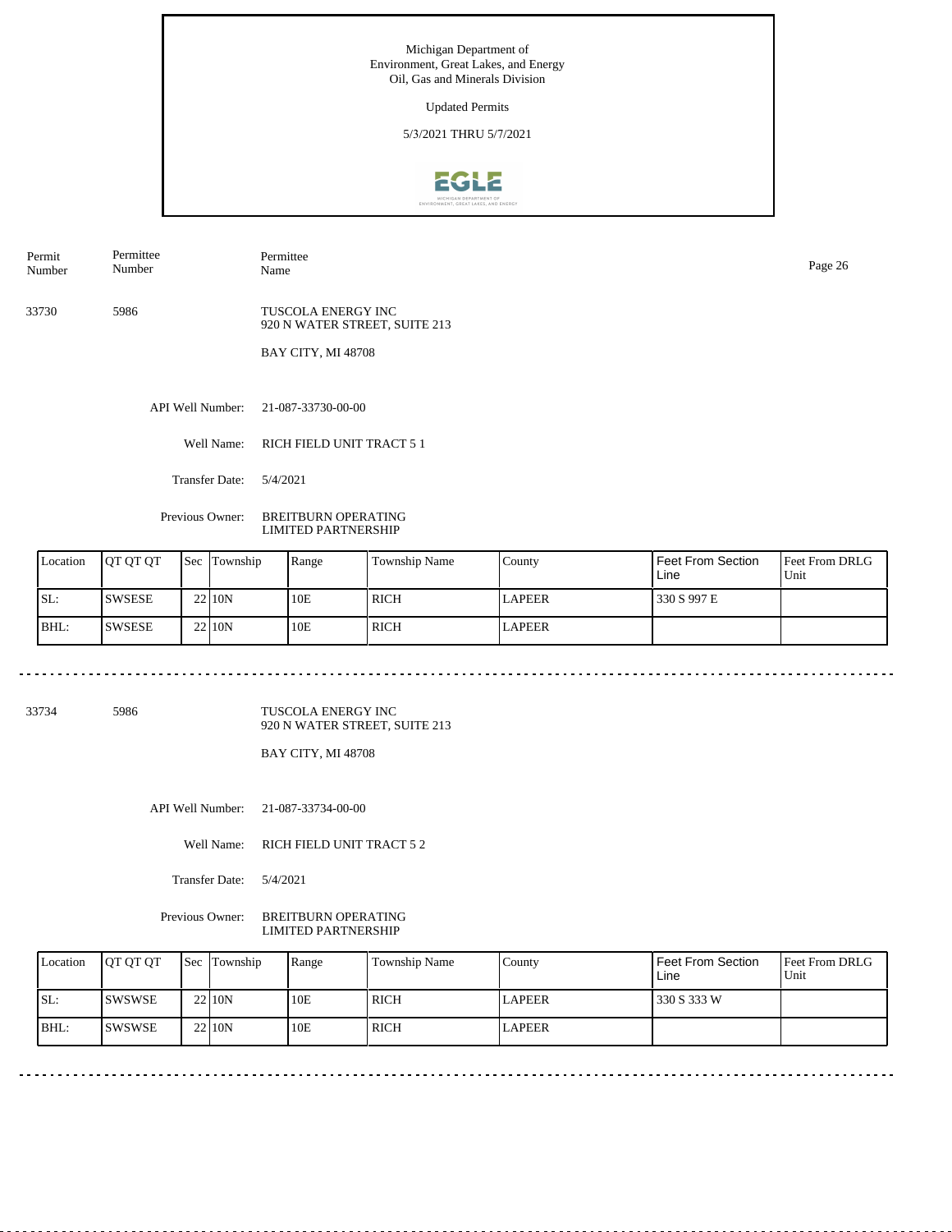Michigan Department of
Environment, Great Lakes, and Energy
Oil, Gas and Minerals Division

Updated Permits

5/3/2021 THRU 5/7/2021

| Permit Number | Permittee Number | Permittee Name |
|---|---|---|
| 33730 | 5986 | TUSCOLA ENERGY INC<br>920 N WATER STREET, SUITE 213<br>BAY CITY, MI 48708 |

API Well Number: 21-087-33730-00-00

Well Name: RICH FIELD UNIT TRACT 5 1

Transfer Date: 5/4/2021

Previous Owner: BREITBURN OPERATING LIMITED PARTNERSHIP

| Location | QT QT QT | Sec | Township | Range | Township Name | County | Feet From Section Line | Feet From DRLG Unit |
|---|---|---|---|---|---|---|---|---|
| SL: | SWSESE | 22 | 10N | 10E | RICH | LAPEER | 330 S 997 E | |
| BHL: | SWSESE | 22 | 10N | 10E | RICH | LAPEER | | |

---

| Permit Number | Permittee Number | Permittee Name |
|---|---|---|
| 33734 | 5986 | TUSCOLA ENERGY INC<br>920 N WATER STREET, SUITE 213<br>BAY CITY, MI 48708 |

API Well Number: 21-087-33734-00-00

Well Name: RICH FIELD UNIT TRACT 5 2

Transfer Date: 5/4/2021

Previous Owner: BREITBURN OPERATING LIMITED PARTNERSHIP

| Location | QT QT QT | Sec | Township | Range | Township Name | County | Feet From Section Line | Feet From DRLG Unit |
|---|---|---|---|---|---|---|---|---|
| SL: | SWSWSE | 22 | 10N | 10E | RICH | LAPEER | 330 S 333 W | |
| BHL: | SWSWSE | 22 | 10N | 10E | RICH | LAPEER | | |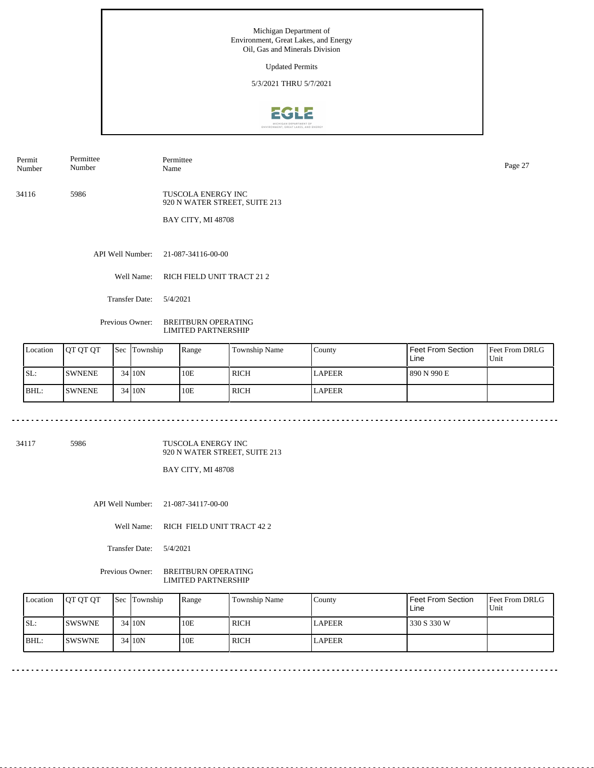Michigan Department of Environment, Great Lakes, and Energy
Oil, Gas and Minerals Division

Updated Permits

5/3/2021 THRU 5/7/2021

| Permit Number | Permittee Number | Permittee Name |
|---|---|---|
| 34116 | 5986 | TUSCOLA ENERGY INC<br>920 N WATER STREET, SUITE 213<br>BAY CITY, MI 48708 |

API Well Number: 21-087-34116-00-00

Well Name: RICH FIELD UNIT TRACT 21 2

Transfer Date: 5/4/2021

Previous Owner: BREITBURN OPERATING LIMITED PARTNERSHIP

| Location | QT QT QT | Sec | Township | Range | Township Name | County | Feet From Section Line | Feet From DRLG Unit |
|---|---|---|---|---|---|---|---|---|
| SL: | SWNENE | 34 | 10N | 10E | RICH | LAPEER | 890 N 990 E | |
| BHL: | SWNENE | 34 | 10N | 10E | RICH | LAPEER | | |

---

| Permit Number | Permittee Number | Permittee Name |
|---|---|---|
| 34117 | 5986 | TUSCOLA ENERGY INC<br>920 N WATER STREET, SUITE 213<br>BAY CITY, MI 48708 |

API Well Number: 21-087-34117-00-00

Well Name: RICH FIELD UNIT TRACT 42 2

Transfer Date: 5/4/2021

Previous Owner: BREITBURN OPERATING LIMITED PARTNERSHIP

| Location | QT QT QT | Sec | Township | Range | Township Name | County | Feet From Section Line | Feet From DRLG Unit |
|---|---|---|---|---|---|---|---|---|
| SL: | SWSWNE | 34 | 10N | 10E | RICH | LAPEER | 330 S 330 W | |
| BHL: | SWSWNE | 34 | 10N | 10E | RICH | LAPEER | | |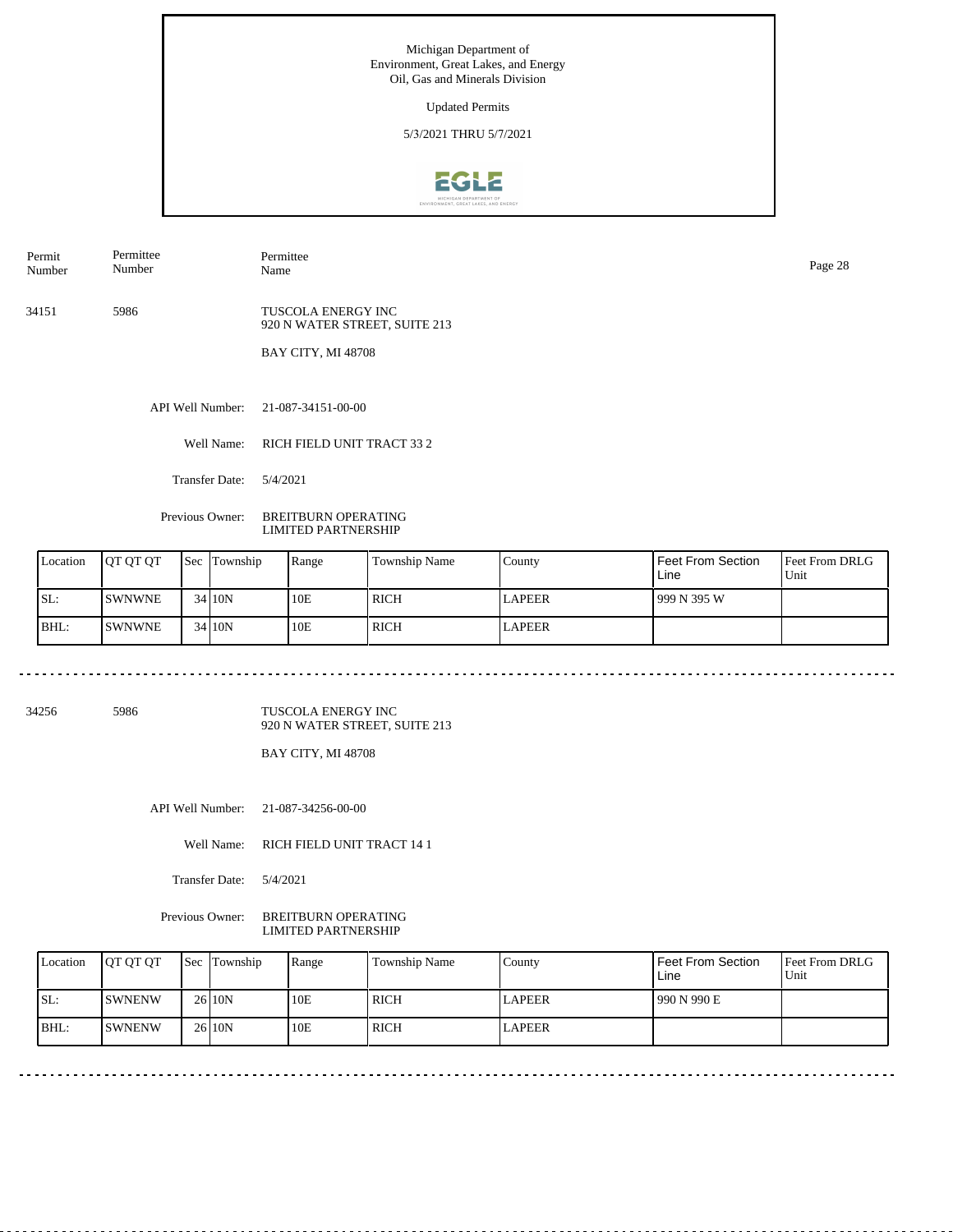Michigan Department of
Environment, Great Lakes, and Energy
Oil, Gas and Minerals Division

Updated Permits

5/3/2021 THRU 5/7/2021

| Permit Number | Permittee Number | Permittee Name |
|---|---|---|
| 34151 | 5986 | TUSCOLA ENERGY INC<br>920 N WATER STREET, SUITE 213<br>BAY CITY, MI 48708 |

API Well Number: 21-087-34151-00-00

Well Name: RICH FIELD UNIT TRACT 33 2

Transfer Date: 5/4/2021

Previous Owner: BREITBURN OPERATING LIMITED PARTNERSHIP

| Location | QT QT QT | Sec | Township | Range | Township Name | County | Feet From Section Line | Feet From DRLG Unit |
|---|---|---|---|---|---|---|---|---|
| SL: | SWNWNE | 34 | 10N | 10E | RICH | LAPEER | 999 N 395 W | |
| BHL: | SWNWNE | 34 | 10N | 10E | RICH | LAPEER | | |

---

| Permit Number | Permittee Number | Permittee Name |
|---|---|---|
| 34256 | 5986 | TUSCOLA ENERGY INC<br>920 N WATER STREET, SUITE 213<br>BAY CITY, MI 48708 |

API Well Number: 21-087-34256-00-00

Well Name: RICH FIELD UNIT TRACT 14 1

Transfer Date: 5/4/2021

Previous Owner: BREITBURN OPERATING LIMITED PARTNERSHIP

| Location | QT QT QT | Sec | Township | Range | Township Name | County | Feet From Section Line | Feet From DRLG Unit |
|---|---|---|---|---|---|---|---|---|
| SL: | SWNENW | 26 | 10N | 10E | RICH | LAPEER | 990 N 990 E | |
| BHL: | SWNENW | 26 | 10N | 10E | RICH | LAPEER | | |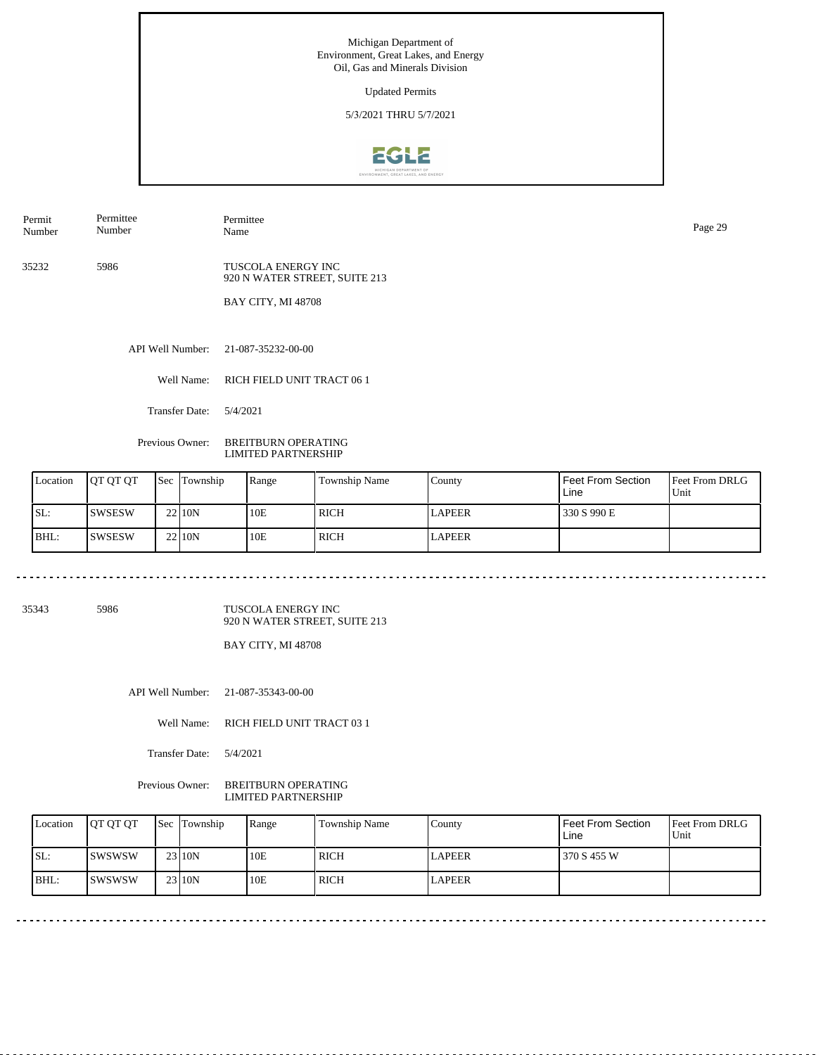Michigan Department of
Environment, Great Lakes, and Energy
Oil, Gas and Minerals Division

Updated Permits

5/3/2021 THRU 5/7/2021

| Permit Number | Permittee Number | Permittee Name |
|---|---|---|
| 35232 | 5986 | TUSCOLA ENERGY INC<br>920 N WATER STREET, SUITE 213<br>BAY CITY, MI 48708 |

API Well Number: 21-087-35232-00-00

Well Name: RICH FIELD UNIT TRACT 06 1

Transfer Date: 5/4/2021

Previous Owner: BREITBURN OPERATING LIMITED PARTNERSHIP

| Location | QT QT QT | Sec | Township | Range | Township Name | County | Feet From Section Line | Feet From DRLG Unit |
|---|---|---|---|---|---|---|---|---|
| SL: | SWSESW | 22 | 10N | 10E | RICH | LAPEER | 330 S 990 E | |
| BHL: | SWSESW | 22 | 10N | 10E | RICH | LAPEER | | |

---

| Permit Number | Permittee Number | Permittee Name |
|---|---|---|
| 35343 | 5986 | TUSCOLA ENERGY INC<br>920 N WATER STREET, SUITE 213<br>BAY CITY, MI 48708 |

API Well Number: 21-087-35343-00-00

Well Name: RICH FIELD UNIT TRACT 03 1

Transfer Date: 5/4/2021

Previous Owner: BREITBURN OPERATING LIMITED PARTNERSHIP

| Location | QT QT QT | Sec | Township | Range | Township Name | County | Feet From Section Line | Feet From DRLG Unit |
|---|---|---|---|---|---|---|---|---|
| SL: | SWSWSW | 23 | 10N | 10E | RICH | LAPEER | 370 S 455 W | |
| BHL: | SWSWSW | 23 | 10N | 10E | RICH | LAPEER | | |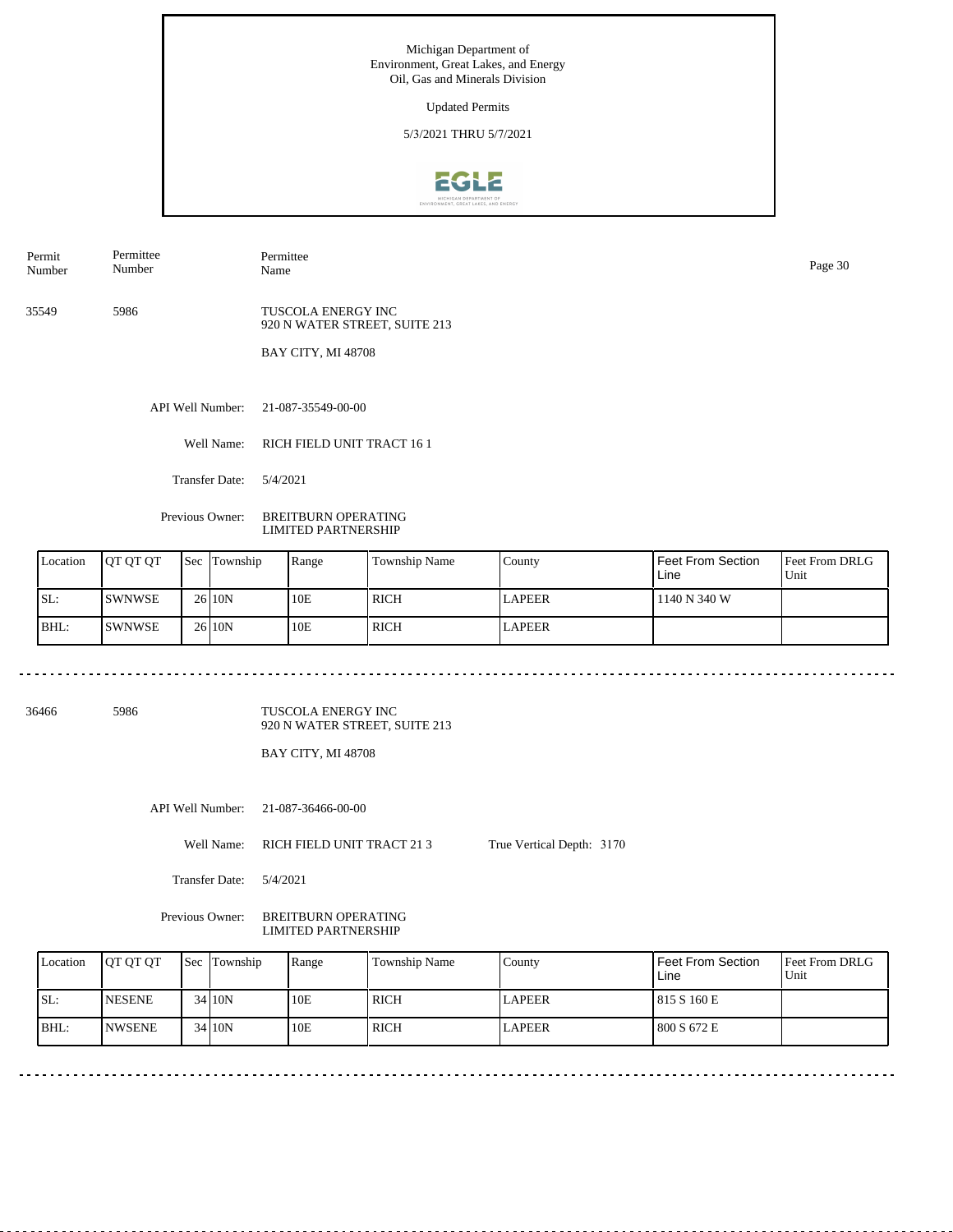Michigan Department of Environment, Great Lakes, and Energy
Oil, Gas and Minerals Division

Updated Permits

5/3/2021 THRU 5/7/2021

| Permit Number | Permittee Number | Permittee Name |
|---|---|---|
| 35549 | 5986 | TUSCOLA ENERGY INC<br>920 N WATER STREET, SUITE 213<br>BAY CITY, MI 48708 |

API Well Number: 21-087-35549-00-00

Well Name: RICH FIELD UNIT TRACT 16 1

Transfer Date: 5/4/2021

Previous Owner: BREITBURN OPERATING LIMITED PARTNERSHIP

| Location | QT QT QT | Sec | Township | Range | Township Name | County | Feet From Section Line | Feet From DRLG Unit |
|---|---|---|---|---|---|---|---|---|
| SL: | SWNWSE | 26 | 10N | 10E | RICH | LAPEER | 1140 N 340 W | |
| BHL: | SWNWSE | 26 | 10N | 10E | RICH | LAPEER | | |

---

| Permit Number | Permittee Number | Permittee Name |
|---|---|---|
| 36466 | 5986 | TUSCOLA ENERGY INC<br>920 N WATER STREET, SUITE 213<br>BAY CITY, MI 48708 |

API Well Number: 21-087-36466-00-00

Well Name: RICH FIELD UNIT TRACT 21 3    True Vertical Depth: 3170

Transfer Date: 5/4/2021

Previous Owner: BREITBURN OPERATING LIMITED PARTNERSHIP

| Location | QT QT QT | Sec | Township | Range | Township Name | County | Feet From Section Line | Feet From DRLG Unit |
|---|---|---|---|---|---|---|---|---|
| SL: | NESENE | 34 | 10N | 10E | RICH | LAPEER | 815 S 160 E | |
| BHL: | NWSENE | 34 | 10N | 10E | RICH | LAPEER | 800 S 672 E | |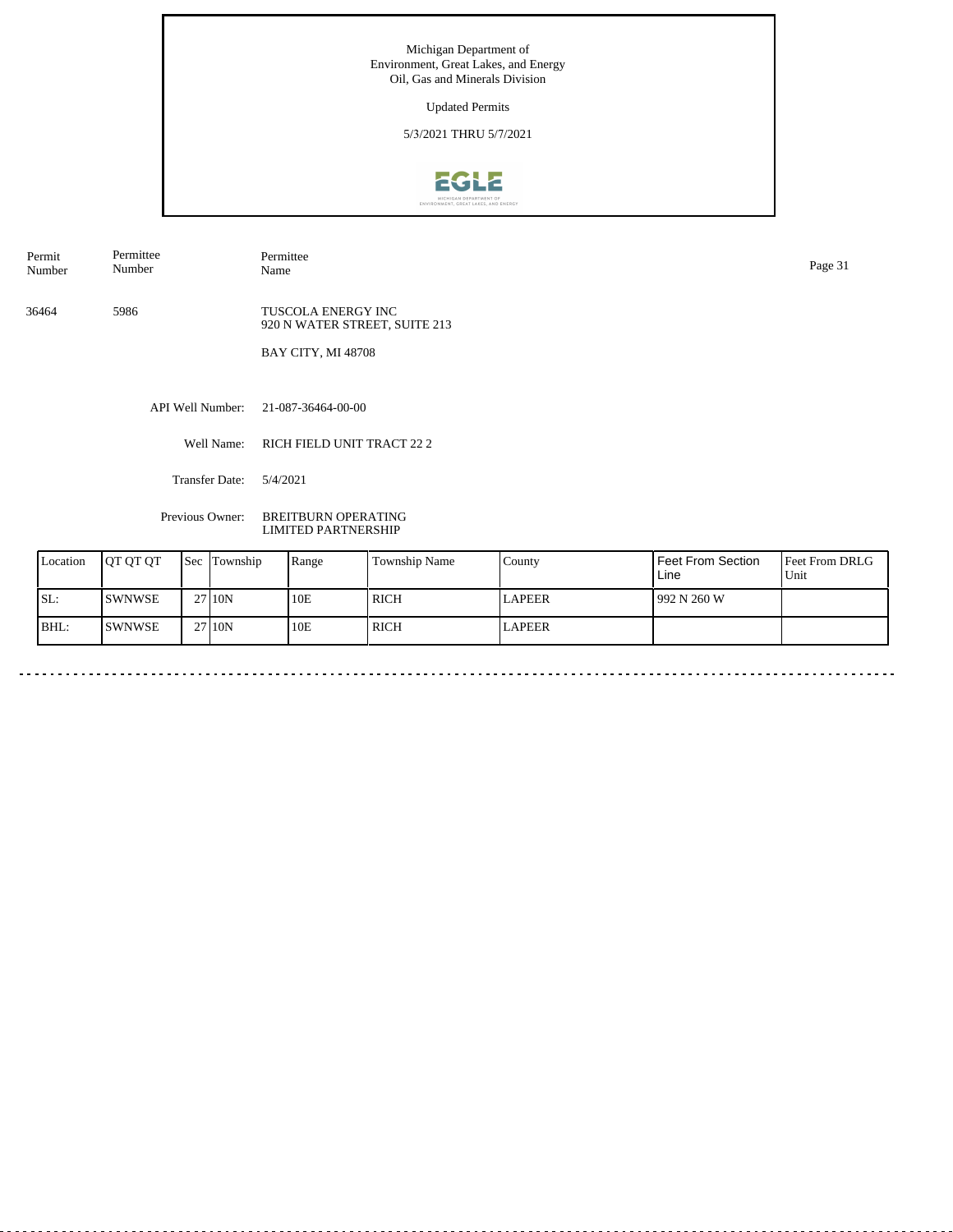Michigan Department of
Environment, Great Lakes, and Energy
Oil, Gas and Minerals Division

Updated Permits

5/3/2021 THRU 5/7/2021

| Permit Number | Permittee Number | Permittee Name |
|---|---|---|
| 36464 | 5986 | TUSCOLA ENERGY INC<br>920 N WATER STREET, SUITE 213<br>BAY CITY, MI 48708 |

API Well Number: 21-087-36464-00-00

Well Name: RICH FIELD UNIT TRACT 22 2

Transfer Date: 5/4/2021

Previous Owner: BREITBURN OPERATING LIMITED PARTNERSHIP

| Location | QT QT QT | Sec | Township | Range | Township Name | County | Feet From Section Line | Feet From DRLG Unit |
|---|---|---|---|---|---|---|---|---|
| SL: | SWNWSE | 27 | 10N | 10E | RICH | LAPEER | 992 N 260 W | |
| BHL: | SWNWSE | 27 | 10N | 10E | RICH | LAPEER | | |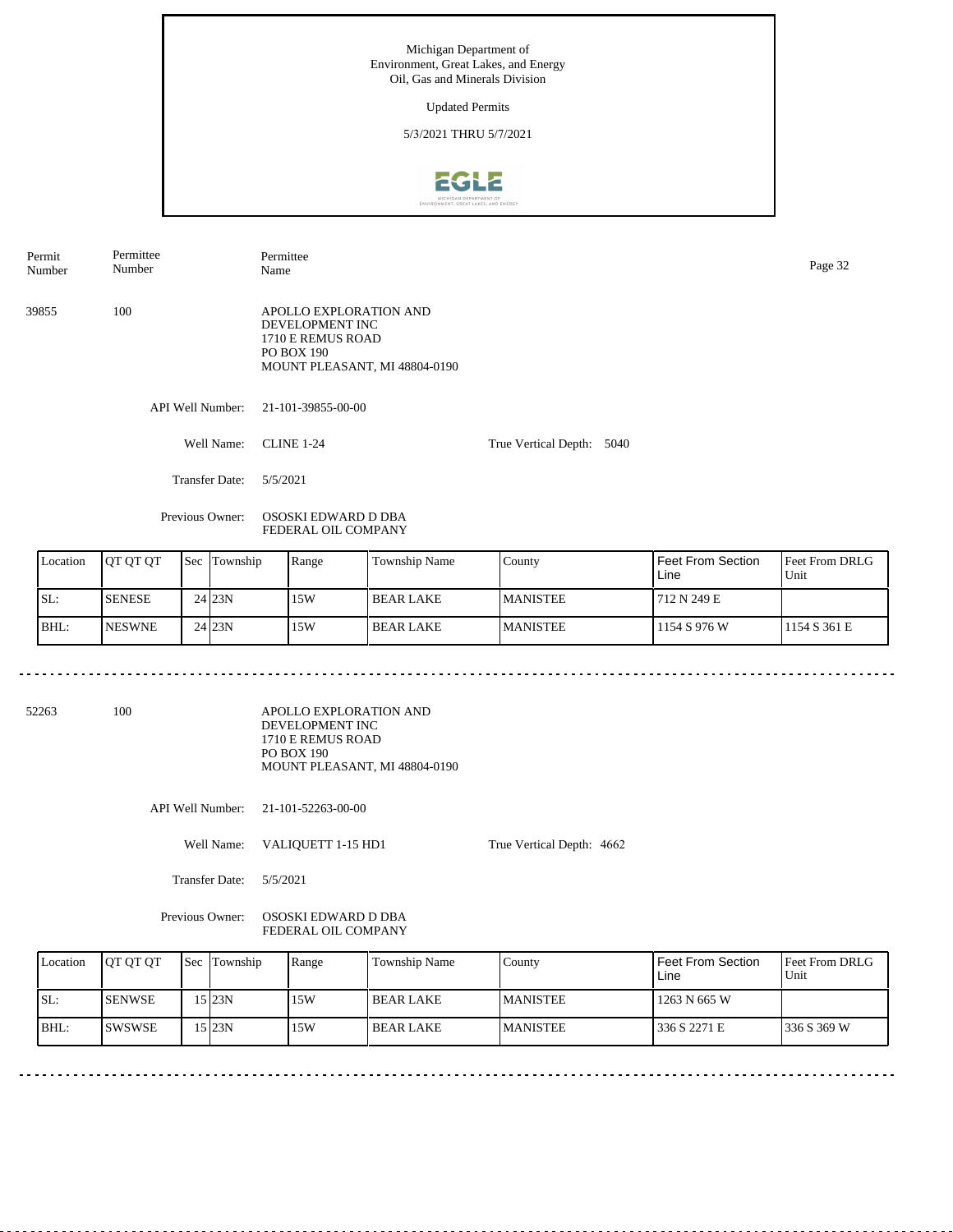Michigan Department of
Environment, Great Lakes, and Energy
Oil, Gas and Minerals Division

Updated Permits

5/3/2021 THRU 5/7/2021

| Permit Number | Permittee Number | Permittee Name |
|---|---|---|
| 39855 | 100 | APOLLO EXPLORATION AND DEVELOPMENT INC<br>1710 E REMUS ROAD<br>PO BOX 190<br>MOUNT PLEASANT, MI 48804-0190 |

API Well Number: 21-101-39855-00-00

Well Name: CLINE 1-24

True Vertical Depth: 5040

Transfer Date: 5/5/2021

Previous Owner: OSOSKI EDWARD D DBA FEDERAL OIL COMPANY

| Location | QT QT QT | Sec | Township | Range | Township Name | County | Feet From Section Line | Feet From DRLG Unit |
|---|---|---|---|---|---|---|---|---|
| SL: | SENESE | 24 | 23N | 15W | BEAR LAKE | MANISTEE | 712 N 249 E | |
| BHL: | NESWNE | 24 | 23N | 15W | BEAR LAKE | MANISTEE | 1154 S 976 W | 1154 S 361 E |

---

| Permit Number | Permittee Number | Permittee Name |
|---|---|---|
| 52263 | 100 | APOLLO EXPLORATION AND DEVELOPMENT INC<br>1710 E REMUS ROAD<br>PO BOX 190<br>MOUNT PLEASANT, MI 48804-0190 |

API Well Number: 21-101-52263-00-00

Well Name: VALIQUETT 1-15 HD1

True Vertical Depth: 4662

Transfer Date: 5/5/2021

Previous Owner: OSOSKI EDWARD D DBA FEDERAL OIL COMPANY

| Location | QT QT QT | Sec | Township | Range | Township Name | County | Feet From Section Line | Feet From DRLG Unit |
|---|---|---|---|---|---|---|---|---|
| SL: | SENWSE | 15 | 23N | 15W | BEAR LAKE | MANISTEE | 1263 N 665 W | |
| BHL: | SWSWSE | 15 | 23N | 15W | BEAR LAKE | MANISTEE | 336 S 2271 E | 336 S 369 W |